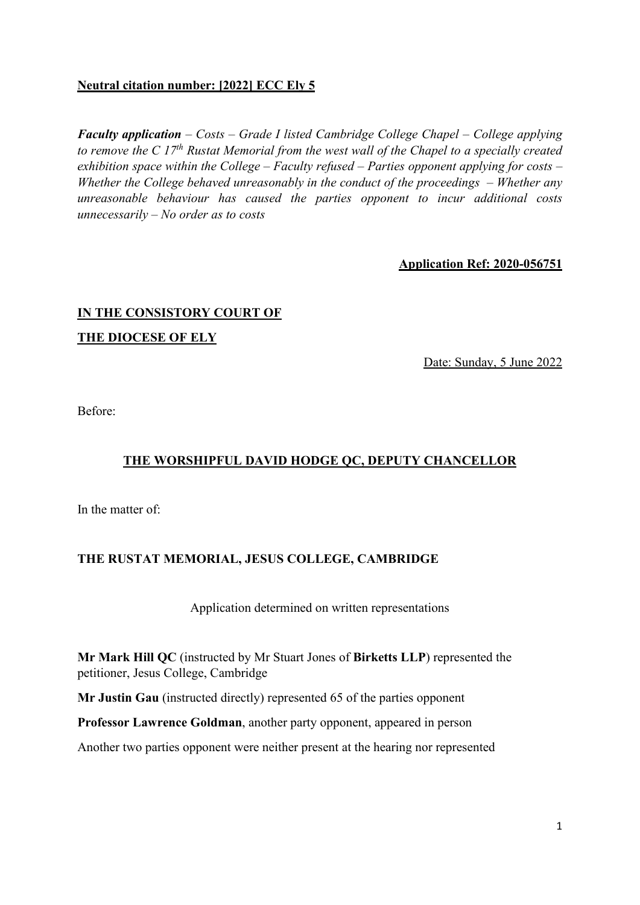**Neutral citation number: [2022] ECC Ely 5**

***Faculty application*** *– Costs – Grade I listed Cambridge College Chapel – College applying to remove the C 17th Rustat Memorial from the west wall of the Chapel to a specially created exhibition space within the College – Faculty refused – Parties opponent applying for costs – Whether the College behaved unreasonably in the conduct of the proceedings – Whether any unreasonable behaviour has caused the parties opponent to incur additional costs unnecessarily – No order as to costs*

**Application Ref: 2020-056751**

**IN THE CONSISTORY COURT OF**

**THE DIOCESE OF ELY**

Date: Sunday, 5 June 2022

Before:

**THE WORSHIPFUL DAVID HODGE QC, DEPUTY CHANCELLOR**

In the matter of:

**THE RUSTAT MEMORIAL, JESUS COLLEGE, CAMBRIDGE**

Application determined on written representations

**Mr Mark Hill QC** (instructed by Mr Stuart Jones of **Birketts LLP**) represented the petitioner, Jesus College, Cambridge

**Mr Justin Gau** (instructed directly) represented 65 of the parties opponent

**Professor Lawrence Goldman**, another party opponent, appeared in person

Another two parties opponent were neither present at the hearing nor represented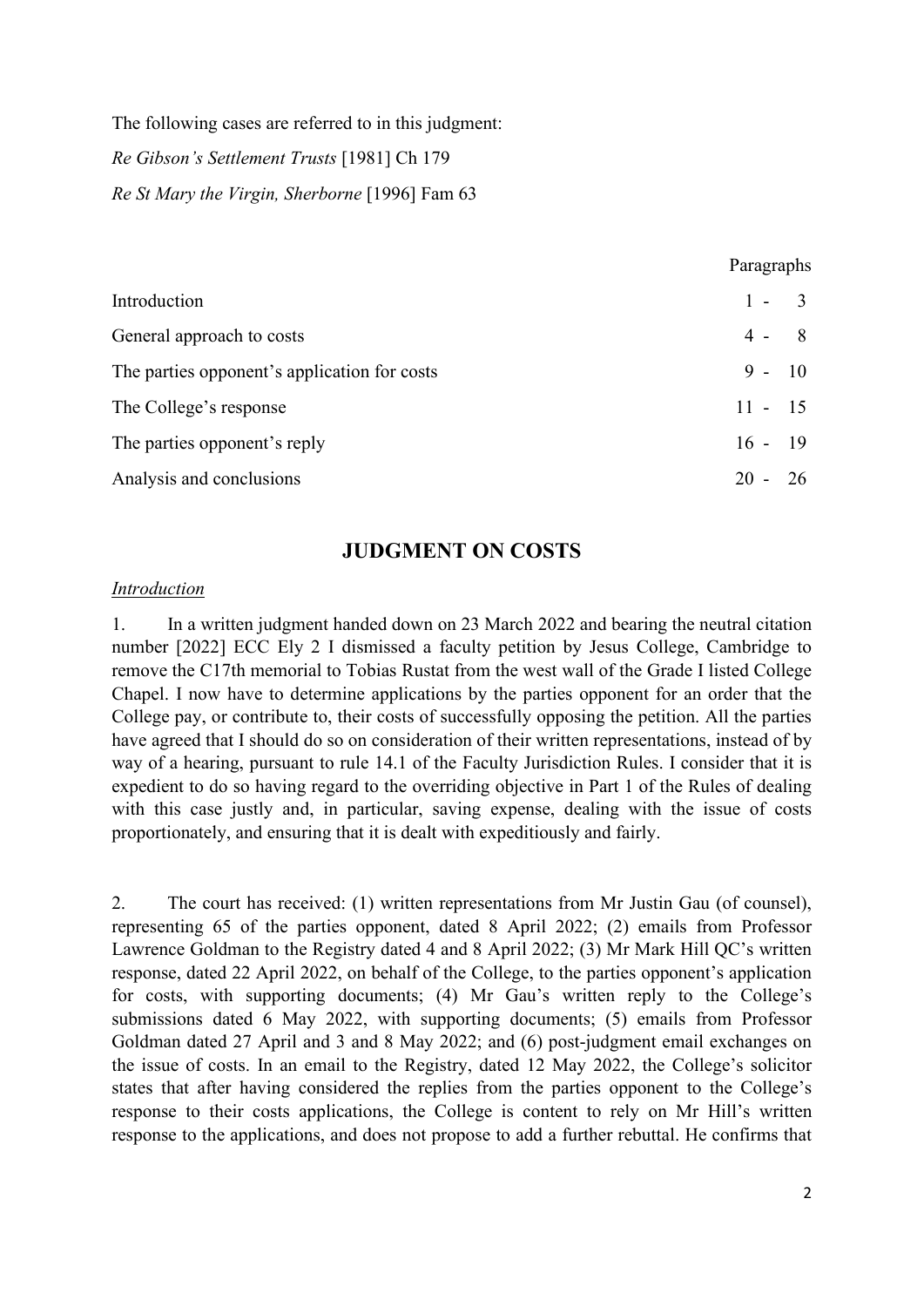The following cases are referred to in this judgment:

*Re Gibson's Settlement Trusts* [1981] Ch 179

*Re St Mary the Virgin, Sherborne* [1996] Fam 63

| | Paragraphs |
|---|---|
| Introduction | 1 - 3 |
| General approach to costs | 4 - 8 |
| The parties opponent's application for costs | 9 - 10 |
| The College's response | 11 - 15 |
| The parties opponent's reply | 16 - 19 |
| Analysis and conclusions | 20 - 26 |

## JUDGMENT ON COSTS

### *Introduction*

1. In a written judgment handed down on 23 March 2022 and bearing the neutral citation number [2022] ECC Ely 2 I dismissed a faculty petition by Jesus College, Cambridge to remove the C17th memorial to Tobias Rustat from the west wall of the Grade I listed College Chapel. I now have to determine applications by the parties opponent for an order that the College pay, or contribute to, their costs of successfully opposing the petition. All the parties have agreed that I should do so on consideration of their written representations, instead of by way of a hearing, pursuant to rule 14.1 of the Faculty Jurisdiction Rules. I consider that it is expedient to do so having regard to the overriding objective in Part 1 of the Rules of dealing with this case justly and, in particular, saving expense, dealing with the issue of costs proportionately, and ensuring that it is dealt with expeditiously and fairly.

2. The court has received: (1) written representations from Mr Justin Gau (of counsel), representing 65 of the parties opponent, dated 8 April 2022; (2) emails from Professor Lawrence Goldman to the Registry dated 4 and 8 April 2022; (3) Mr Mark Hill QC's written response, dated 22 April 2022, on behalf of the College, to the parties opponent's application for costs, with supporting documents; (4) Mr Gau's written reply to the College's submissions dated 6 May 2022, with supporting documents; (5) emails from Professor Goldman dated 27 April and 3 and 8 May 2022; and (6) post-judgment email exchanges on the issue of costs. In an email to the Registry, dated 12 May 2022, the College's solicitor states that after having considered the replies from the parties opponent to the College's response to their costs applications, the College is content to rely on Mr Hill's written response to the applications, and does not propose to add a further rebuttal. He confirms that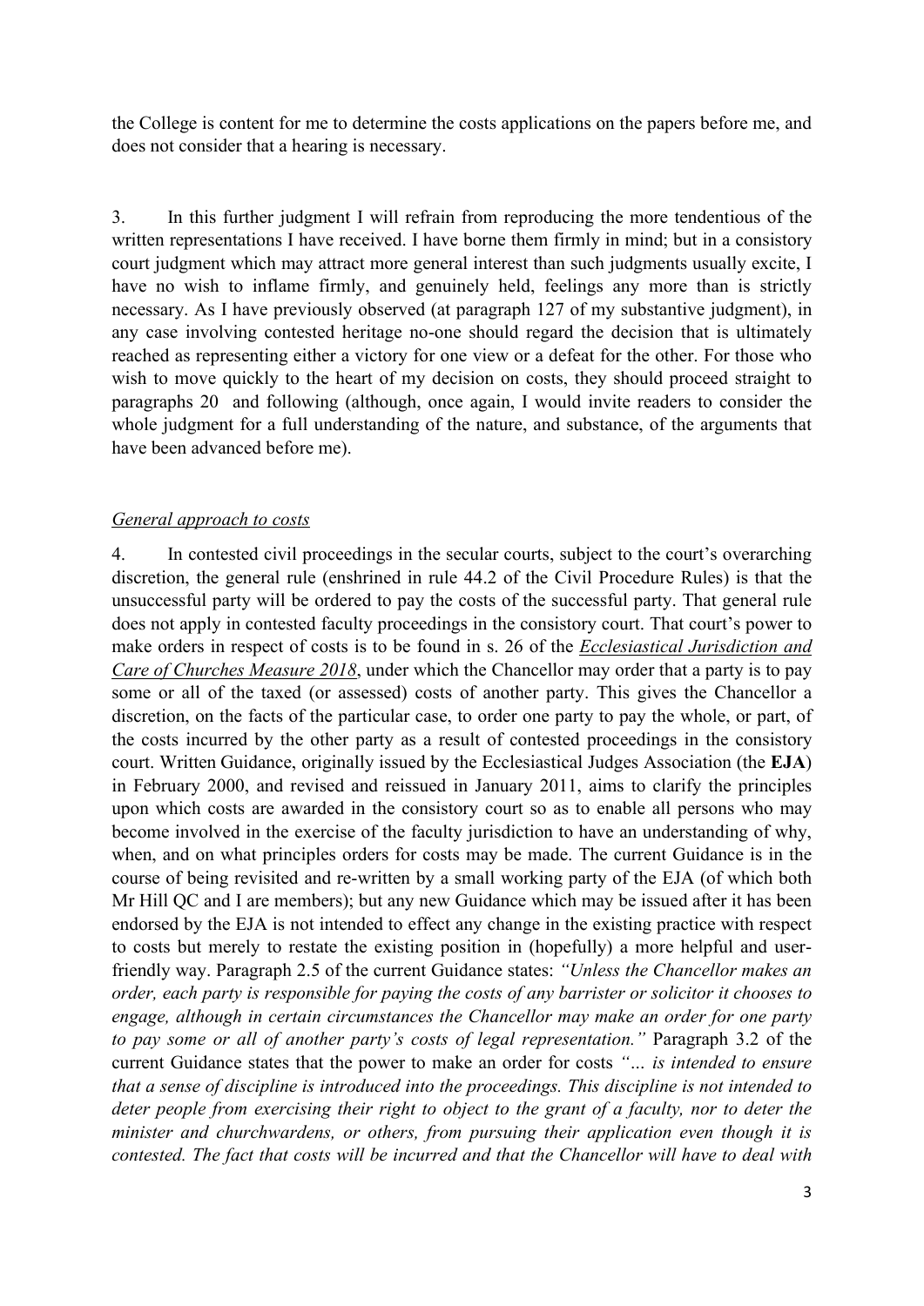the College is content for me to determine the costs applications on the papers before me, and does not consider that a hearing is necessary.

3. In this further judgment I will refrain from reproducing the more tendentious of the written representations I have received. I have borne them firmly in mind; but in a consistory court judgment which may attract more general interest than such judgments usually excite, I have no wish to inflame firmly, and genuinely held, feelings any more than is strictly necessary. As I have previously observed (at paragraph 127 of my substantive judgment), in any case involving contested heritage no-one should regard the decision that is ultimately reached as representing either a victory for one view or a defeat for the other. For those who wish to move quickly to the heart of my decision on costs, they should proceed straight to paragraphs 20 and following (although, once again, I would invite readers to consider the whole judgment for a full understanding of the nature, and substance, of the arguments that have been advanced before me).

*General approach to costs*

4. In contested civil proceedings in the secular courts, subject to the court's overarching discretion, the general rule (enshrined in rule 44.2 of the Civil Procedure Rules) is that the unsuccessful party will be ordered to pay the costs of the successful party. That general rule does not apply in contested faculty proceedings in the consistory court. That court's power to make orders in respect of costs is to be found in s. 26 of the *Ecclesiastical Jurisdiction and Care of Churches Measure 2018*, under which the Chancellor may order that a party is to pay some or all of the taxed (or assessed) costs of another party. This gives the Chancellor a discretion, on the facts of the particular case, to order one party to pay the whole, or part, of the costs incurred by the other party as a result of contested proceedings in the consistory court. Written Guidance, originally issued by the Ecclesiastical Judges Association (the **EJA**) in February 2000, and revised and reissued in January 2011, aims to clarify the principles upon which costs are awarded in the consistory court so as to enable all persons who may become involved in the exercise of the faculty jurisdiction to have an understanding of why, when, and on what principles orders for costs may be made. The current Guidance is in the course of being revisited and re-written by a small working party of the EJA (of which both Mr Hill QC and I are members); but any new Guidance which may be issued after it has been endorsed by the EJA is not intended to effect any change in the existing practice with respect to costs but merely to restate the existing position in (hopefully) a more helpful and user-friendly way. Paragraph 2.5 of the current Guidance states: *"Unless the Chancellor makes an order, each party is responsible for paying the costs of any barrister or solicitor it chooses to engage, although in certain circumstances the Chancellor may make an order for one party to pay some or all of another party's costs of legal representation."* Paragraph 3.2 of the current Guidance states that the power to make an order for costs *"… is intended to ensure that a sense of discipline is introduced into the proceedings. This discipline is not intended to deter people from exercising their right to object to the grant of a faculty, nor to deter the minister and churchwardens, or others, from pursuing their application even though it is contested. The fact that costs will be incurred and that the Chancellor will have to deal with*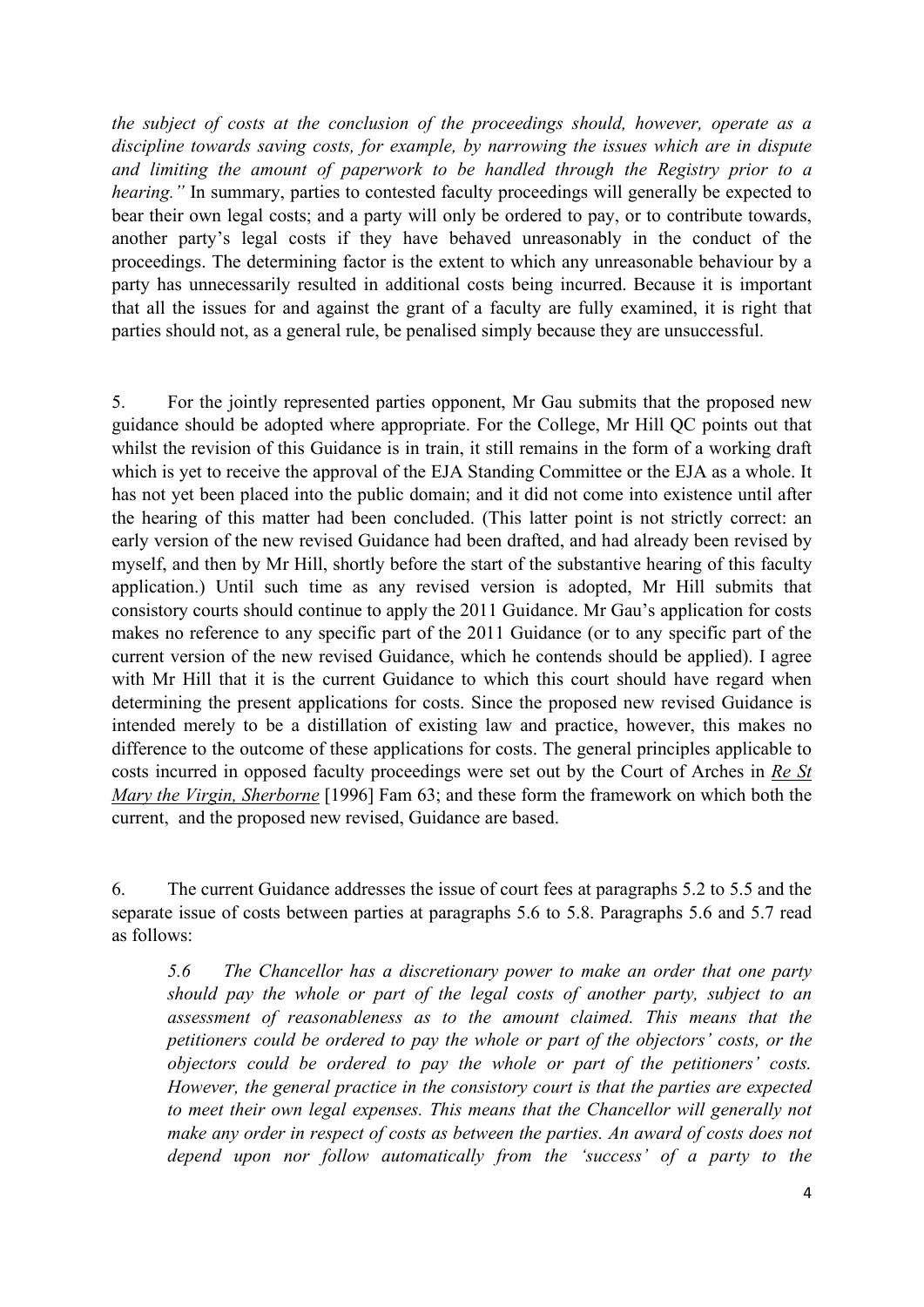*the subject of costs at the conclusion of the proceedings should, however, operate as a discipline towards saving costs, for example, by narrowing the issues which are in dispute and limiting the amount of paperwork to be handled through the Registry prior to a hearing."* In summary, parties to contested faculty proceedings will generally be expected to bear their own legal costs; and a party will only be ordered to pay, or to contribute towards, another party's legal costs if they have behaved unreasonably in the conduct of the proceedings. The determining factor is the extent to which any unreasonable behaviour by a party has unnecessarily resulted in additional costs being incurred. Because it is important that all the issues for and against the grant of a faculty are fully examined, it is right that parties should not, as a general rule, be penalised simply because they are unsuccessful.

5. For the jointly represented parties opponent, Mr Gau submits that the proposed new guidance should be adopted where appropriate. For the College, Mr Hill QC points out that whilst the revision of this Guidance is in train, it still remains in the form of a working draft which is yet to receive the approval of the EJA Standing Committee or the EJA as a whole. It has not yet been placed into the public domain; and it did not come into existence until after the hearing of this matter had been concluded. (This latter point is not strictly correct: an early version of the new revised Guidance had been drafted, and had already been revised by myself, and then by Mr Hill, shortly before the start of the substantive hearing of this faculty application.) Until such time as any revised version is adopted, Mr Hill submits that consistory courts should continue to apply the 2011 Guidance. Mr Gau's application for costs makes no reference to any specific part of the 2011 Guidance (or to any specific part of the current version of the new revised Guidance, which he contends should be applied). I agree with Mr Hill that it is the current Guidance to which this court should have regard when determining the present applications for costs. Since the proposed new revised Guidance is intended merely to be a distillation of existing law and practice, however, this makes no difference to the outcome of these applications for costs. The general principles applicable to costs incurred in opposed faculty proceedings were set out by the Court of Arches in *Re St Mary the Virgin, Sherborne* [1996] Fam 63; and these form the framework on which both the current, and the proposed new revised, Guidance are based.

6. The current Guidance addresses the issue of court fees at paragraphs 5.2 to 5.5 and the separate issue of costs between parties at paragraphs 5.6 to 5.8. Paragraphs 5.6 and 5.7 read as follows:

> *5.6 The Chancellor has a discretionary power to make an order that one party should pay the whole or part of the legal costs of another party, subject to an assessment of reasonableness as to the amount claimed. This means that the petitioners could be ordered to pay the whole or part of the objectors' costs, or the objectors could be ordered to pay the whole or part of the petitioners' costs. However, the general practice in the consistory court is that the parties are expected to meet their own legal expenses. This means that the Chancellor will generally not make any order in respect of costs as between the parties. An award of costs does not depend upon nor follow automatically from the 'success' of a party to the*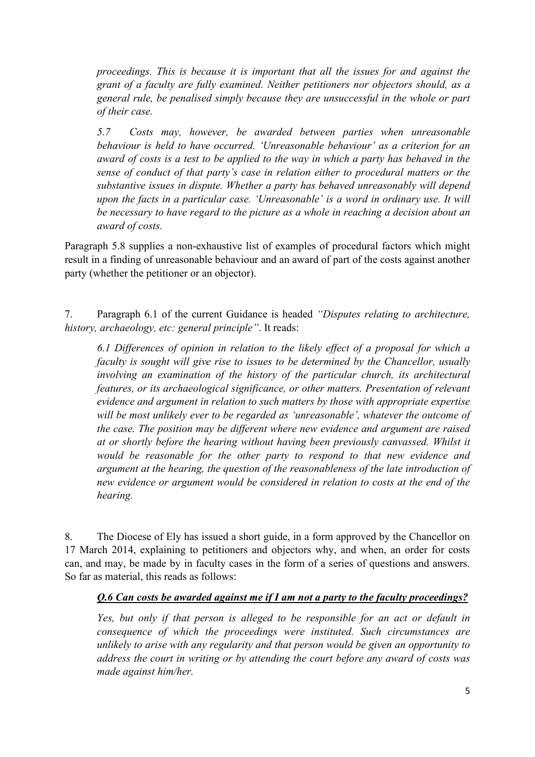*proceedings. This is because it is important that all the issues for and against the grant of a faculty are fully examined. Neither petitioners nor objectors should, as a general rule, be penalised simply because they are unsuccessful in the whole or part of their case.*

> *5.7 Costs may, however, be awarded between parties when unreasonable behaviour is held to have occurred. 'Unreasonable behaviour' as a criterion for an award of costs is a test to be applied to the way in which a party has behaved in the sense of conduct of that party's case in relation either to procedural matters or the substantive issues in dispute. Whether a party has behaved unreasonably will depend upon the facts in a particular case. 'Unreasonable' is a word in ordinary use. It will be necessary to have regard to the picture as a whole in reaching a decision about an award of costs.*

Paragraph 5.8 supplies a non-exhaustive list of examples of procedural factors which might result in a finding of unreasonable behaviour and an award of part of the costs against another party (whether the petitioner or an objector).

7. Paragraph 6.1 of the current Guidance is headed *"Disputes relating to architecture, history, archaeology, etc: general principle"*. It reads:

> *6.1 Differences of opinion in relation to the likely effect of a proposal for which a faculty is sought will give rise to issues to be determined by the Chancellor, usually involving an examination of the history of the particular church, its architectural features, or its archaeological significance, or other matters. Presentation of relevant evidence and argument in relation to such matters by those with appropriate expertise will be most unlikely ever to be regarded as 'unreasonable', whatever the outcome of the case. The position may be different where new evidence and argument are raised at or shortly before the hearing without having been previously canvassed. Whilst it would be reasonable for the other party to respond to that new evidence and argument at the hearing, the question of the reasonableness of the late introduction of new evidence or argument would be considered in relation to costs at the end of the hearing.*

8. The Diocese of Ely has issued a short guide, in a form approved by the Chancellor on 17 March 2014, explaining to petitioners and objectors why, and when, an order for costs can, and may, be made by in faculty cases in the form of a series of questions and answers. So far as material, this reads as follows:

> ***<u>Q.6 Can costs be awarded against me if I am not a party to the faculty proceedings?</u>***
>
> *Yes, but only if that person is alleged to be responsible for an act or default in consequence of which the proceedings were instituted. Such circumstances are unlikely to arise with any regularity and that person would be given an opportunity to address the court in writing or by attending the court before any award of costs was made against him/her.*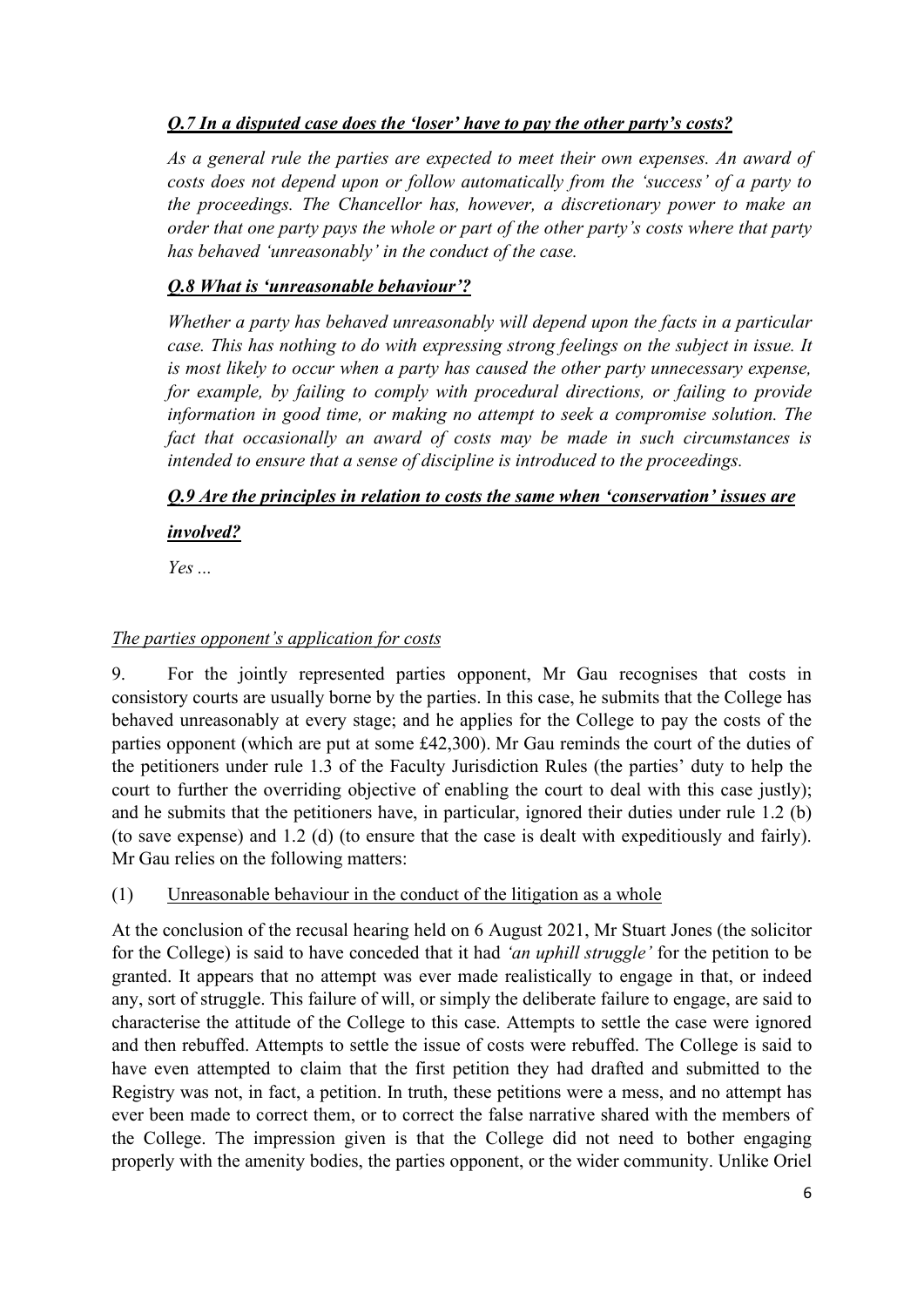***Q.7 In a disputed case does the 'loser' have to pay the other party's costs?***

*As a general rule the parties are expected to meet their own expenses. An award of costs does not depend upon or follow automatically from the 'success' of a party to the proceedings. The Chancellor has, however, a discretionary power to make an order that one party pays the whole or part of the other party's costs where that party has behaved 'unreasonably' in the conduct of the case.*

***Q.8 What is 'unreasonable behaviour'?***

*Whether a party has behaved unreasonably will depend upon the facts in a particular case. This has nothing to do with expressing strong feelings on the subject in issue. It is most likely to occur when a party has caused the other party unnecessary expense, for example, by failing to comply with procedural directions, or failing to provide information in good time, or making no attempt to seek a compromise solution. The fact that occasionally an award of costs may be made in such circumstances is intended to ensure that a sense of discipline is introduced to the proceedings.*

***Q.9 Are the principles in relation to costs the same when 'conservation' issues are involved?***

*Yes ...*

*The parties opponent's application for costs*

9. For the jointly represented parties opponent, Mr Gau recognises that costs in consistory courts are usually borne by the parties. In this case, he submits that the College has behaved unreasonably at every stage; and he applies for the College to pay the costs of the parties opponent (which are put at some £42,300). Mr Gau reminds the court of the duties of the petitioners under rule 1.3 of the Faculty Jurisdiction Rules (the parties' duty to help the court to further the overriding objective of enabling the court to deal with this case justly); and he submits that the petitioners have, in particular, ignored their duties under rule 1.2 (b) (to save expense) and 1.2 (d) (to ensure that the case is dealt with expeditiously and fairly). Mr Gau relies on the following matters:

(1) Unreasonable behaviour in the conduct of the litigation as a whole

At the conclusion of the recusal hearing held on 6 August 2021, Mr Stuart Jones (the solicitor for the College) is said to have conceded that it had *'an uphill struggle'* for the petition to be granted. It appears that no attempt was ever made realistically to engage in that, or indeed any, sort of struggle. This failure of will, or simply the deliberate failure to engage, are said to characterise the attitude of the College to this case. Attempts to settle the case were ignored and then rebuffed. Attempts to settle the issue of costs were rebuffed. The College is said to have even attempted to claim that the first petition they had drafted and submitted to the Registry was not, in fact, a petition. In truth, these petitions were a mess, and no attempt has ever been made to correct them, or to correct the false narrative shared with the members of the College. The impression given is that the College did not need to bother engaging properly with the amenity bodies, the parties opponent, or the wider community. Unlike Oriel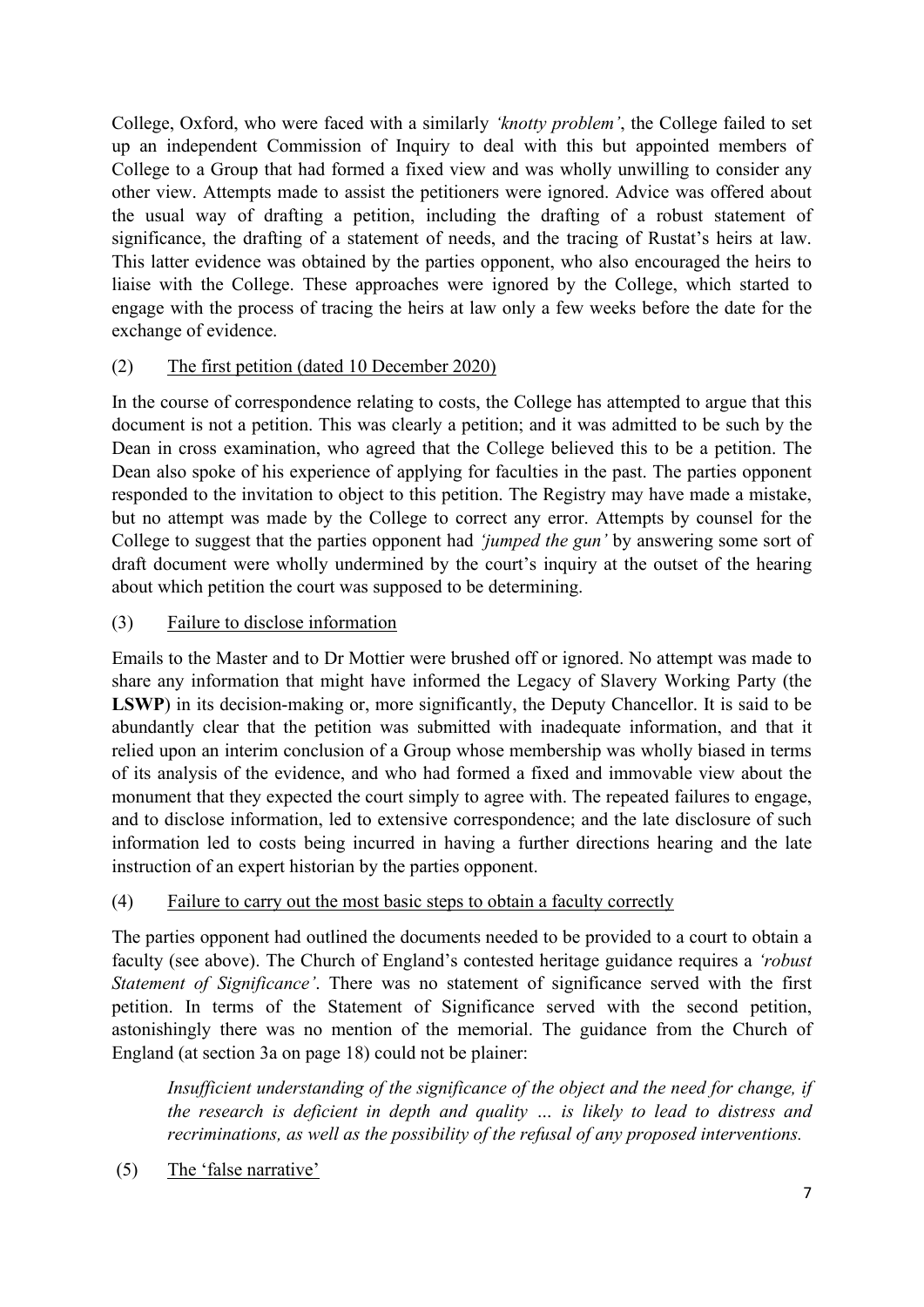College, Oxford, who were faced with a similarly *'knotty problem'*, the College failed to set up an independent Commission of Inquiry to deal with this but appointed members of College to a Group that had formed a fixed view and was wholly unwilling to consider any other view. Attempts made to assist the petitioners were ignored. Advice was offered about the usual way of drafting a petition, including the drafting of a robust statement of significance, the drafting of a statement of needs, and the tracing of Rustat's heirs at law. This latter evidence was obtained by the parties opponent, who also encouraged the heirs to liaise with the College. These approaches were ignored by the College, which started to engage with the process of tracing the heirs at law only a few weeks before the date for the exchange of evidence.

(2) <u>The first petition (dated 10 December 2020)</u>

In the course of correspondence relating to costs, the College has attempted to argue that this document is not a petition. This was clearly a petition; and it was admitted to be such by the Dean in cross examination, who agreed that the College believed this to be a petition. The Dean also spoke of his experience of applying for faculties in the past. The parties opponent responded to the invitation to object to this petition. The Registry may have made a mistake, but no attempt was made by the College to correct any error. Attempts by counsel for the College to suggest that the parties opponent had *'jumped the gun'* by answering some sort of draft document were wholly undermined by the court's inquiry at the outset of the hearing about which petition the court was supposed to be determining.

(3) <u>Failure to disclose information</u>

Emails to the Master and to Dr Mottier were brushed off or ignored. No attempt was made to share any information that might have informed the Legacy of Slavery Working Party (the **LSWP**) in its decision-making or, more significantly, the Deputy Chancellor. It is said to be abundantly clear that the petition was submitted with inadequate information, and that it relied upon an interim conclusion of a Group whose membership was wholly biased in terms of its analysis of the evidence, and who had formed a fixed and immovable view about the monument that they expected the court simply to agree with. The repeated failures to engage, and to disclose information, led to extensive correspondence; and the late disclosure of such information led to costs being incurred in having a further directions hearing and the late instruction of an expert historian by the parties opponent.

(4) <u>Failure to carry out the most basic steps to obtain a faculty correctly</u>

The parties opponent had outlined the documents needed to be provided to a court to obtain a faculty (see above). The Church of England's contested heritage guidance requires a *'robust Statement of Significance'*. There was no statement of significance served with the first petition. In terms of the Statement of Significance served with the second petition, astonishingly there was no mention of the memorial. The guidance from the Church of England (at section 3a on page 18) could not be plainer:

> *Insufficient understanding of the significance of the object and the need for change, if the research is deficient in depth and quality … is likely to lead to distress and recriminations, as well as the possibility of the refusal of any proposed interventions.*

(5) <u>The 'false narrative'</u>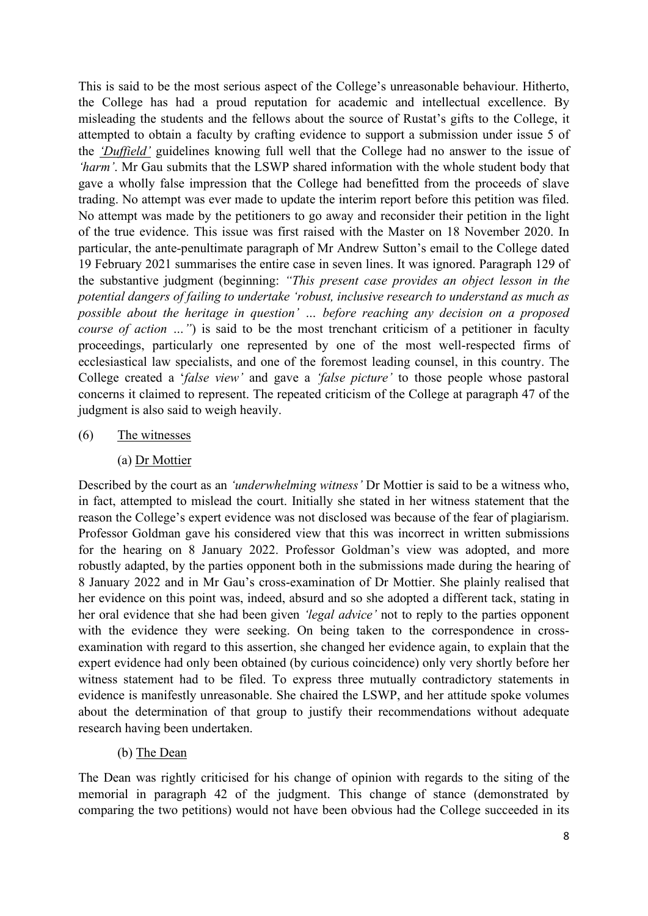This is said to be the most serious aspect of the College's unreasonable behaviour. Hitherto, the College has had a proud reputation for academic and intellectual excellence. By misleading the students and the fellows about the source of Rustat's gifts to the College, it attempted to obtain a faculty by crafting evidence to support a submission under issue 5 of the *'Duffield'* guidelines knowing full well that the College had no answer to the issue of *'harm'*. Mr Gau submits that the LSWP shared information with the whole student body that gave a wholly false impression that the College had benefitted from the proceeds of slave trading. No attempt was ever made to update the interim report before this petition was filed. No attempt was made by the petitioners to go away and reconsider their petition in the light of the true evidence. This issue was first raised with the Master on 18 November 2020. In particular, the ante-penultimate paragraph of Mr Andrew Sutton's email to the College dated 19 February 2021 summarises the entire case in seven lines. It was ignored. Paragraph 129 of the substantive judgment (beginning: *"This present case provides an object lesson in the potential dangers of failing to undertake 'robust, inclusive research to understand as much as possible about the heritage in question' … before reaching any decision on a proposed course of action …"*) is said to be the most trenchant criticism of a petitioner in faculty proceedings, particularly one represented by one of the most well-respected firms of ecclesiastical law specialists, and one of the foremost leading counsel, in this country. The College created a '*false view'* and gave a *'false picture'* to those people whose pastoral concerns it claimed to represent. The repeated criticism of the College at paragraph 47 of the judgment is also said to weigh heavily.

(6) The witnesses

(a) Dr Mottier

Described by the court as an *'underwhelming witness'* Dr Mottier is said to be a witness who, in fact, attempted to mislead the court. Initially she stated in her witness statement that the reason the College's expert evidence was not disclosed was because of the fear of plagiarism. Professor Goldman gave his considered view that this was incorrect in written submissions for the hearing on 8 January 2022. Professor Goldman's view was adopted, and more robustly adapted, by the parties opponent both in the submissions made during the hearing of 8 January 2022 and in Mr Gau's cross-examination of Dr Mottier. She plainly realised that her evidence on this point was, indeed, absurd and so she adopted a different tack, stating in her oral evidence that she had been given *'legal advice'* not to reply to the parties opponent with the evidence they were seeking. On being taken to the correspondence in cross-examination with regard to this assertion, she changed her evidence again, to explain that the expert evidence had only been obtained (by curious coincidence) only very shortly before her witness statement had to be filed. To express three mutually contradictory statements in evidence is manifestly unreasonable. She chaired the LSWP, and her attitude spoke volumes about the determination of that group to justify their recommendations without adequate research having been undertaken.

(b) The Dean

The Dean was rightly criticised for his change of opinion with regards to the siting of the memorial in paragraph 42 of the judgment. This change of stance (demonstrated by comparing the two petitions) would not have been obvious had the College succeeded in its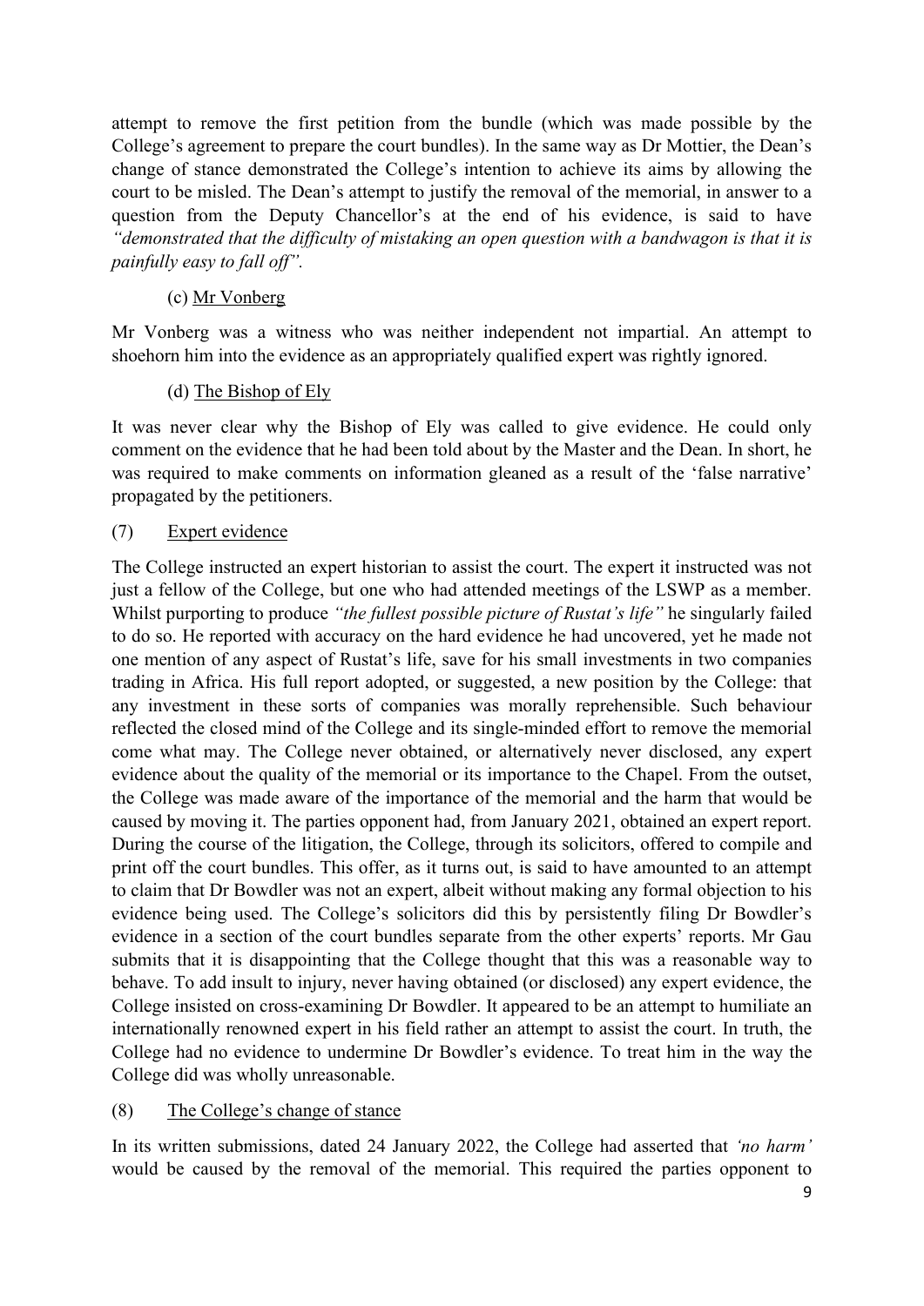attempt to remove the first petition from the bundle (which was made possible by the College's agreement to prepare the court bundles). In the same way as Dr Mottier, the Dean's change of stance demonstrated the College's intention to achieve its aims by allowing the court to be misled. The Dean's attempt to justify the removal of the memorial, in answer to a question from the Deputy Chancellor's at the end of his evidence, is said to have *"demonstrated that the difficulty of mistaking an open question with a bandwagon is that it is painfully easy to fall off"*.

(c) Mr Vonberg

Mr Vonberg was a witness who was neither independent not impartial. An attempt to shoehorn him into the evidence as an appropriately qualified expert was rightly ignored.

(d) The Bishop of Ely

It was never clear why the Bishop of Ely was called to give evidence. He could only comment on the evidence that he had been told about by the Master and the Dean. In short, he was required to make comments on information gleaned as a result of the 'false narrative' propagated by the petitioners.

(7) Expert evidence

The College instructed an expert historian to assist the court. The expert it instructed was not just a fellow of the College, but one who had attended meetings of the LSWP as a member. Whilst purporting to produce *"the fullest possible picture of Rustat's life"* he singularly failed to do so. He reported with accuracy on the hard evidence he had uncovered, yet he made not one mention of any aspect of Rustat's life, save for his small investments in two companies trading in Africa. His full report adopted, or suggested, a new position by the College: that any investment in these sorts of companies was morally reprehensible. Such behaviour reflected the closed mind of the College and its single-minded effort to remove the memorial come what may. The College never obtained, or alternatively never disclosed, any expert evidence about the quality of the memorial or its importance to the Chapel. From the outset, the College was made aware of the importance of the memorial and the harm that would be caused by moving it. The parties opponent had, from January 2021, obtained an expert report. During the course of the litigation, the College, through its solicitors, offered to compile and print off the court bundles. This offer, as it turns out, is said to have amounted to an attempt to claim that Dr Bowdler was not an expert, albeit without making any formal objection to his evidence being used. The College's solicitors did this by persistently filing Dr Bowdler's evidence in a section of the court bundles separate from the other experts' reports. Mr Gau submits that it is disappointing that the College thought that this was a reasonable way to behave. To add insult to injury, never having obtained (or disclosed) any expert evidence, the College insisted on cross-examining Dr Bowdler. It appeared to be an attempt to humiliate an internationally renowned expert in his field rather an attempt to assist the court. In truth, the College had no evidence to undermine Dr Bowdler's evidence. To treat him in the way the College did was wholly unreasonable.

(8) The College's change of stance

In its written submissions, dated 24 January 2022, the College had asserted that *'no harm'* would be caused by the removal of the memorial. This required the parties opponent to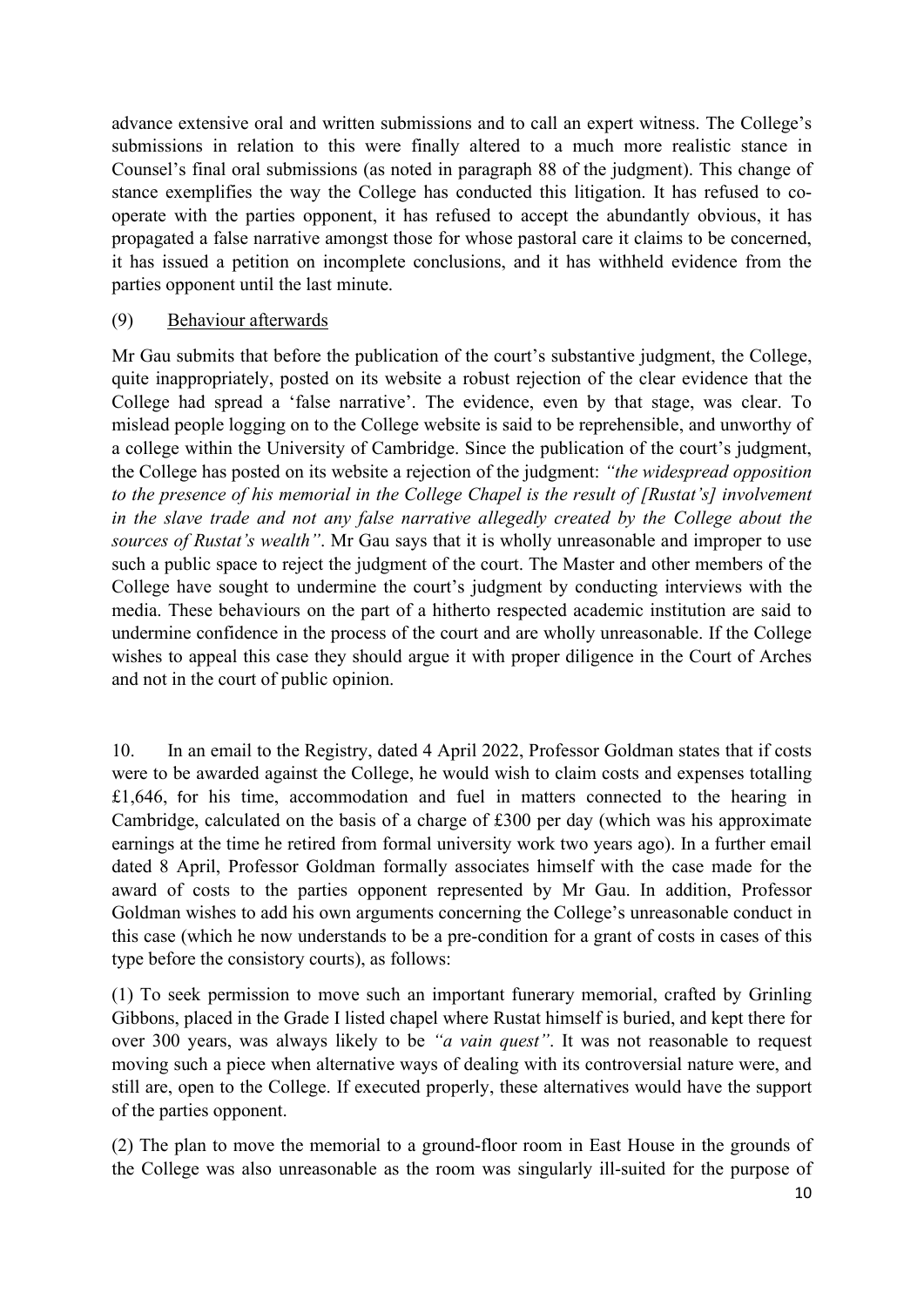advance extensive oral and written submissions and to call an expert witness. The College's submissions in relation to this were finally altered to a much more realistic stance in Counsel's final oral submissions (as noted in paragraph 88 of the judgment). This change of stance exemplifies the way the College has conducted this litigation. It has refused to co-operate with the parties opponent, it has refused to accept the abundantly obvious, it has propagated a false narrative amongst those for whose pastoral care it claims to be concerned, it has issued a petition on incomplete conclusions, and it has withheld evidence from the parties opponent until the last minute.

(9) Behaviour afterwards

Mr Gau submits that before the publication of the court's substantive judgment, the College, quite inappropriately, posted on its website a robust rejection of the clear evidence that the College had spread a 'false narrative'. The evidence, even by that stage, was clear. To mislead people logging on to the College website is said to be reprehensible, and unworthy of a college within the University of Cambridge. Since the publication of the court's judgment, the College has posted on its website a rejection of the judgment: *"the widespread opposition to the presence of his memorial in the College Chapel is the result of [Rustat's] involvement in the slave trade and not any false narrative allegedly created by the College about the sources of Rustat's wealth"*. Mr Gau says that it is wholly unreasonable and improper to use such a public space to reject the judgment of the court. The Master and other members of the College have sought to undermine the court's judgment by conducting interviews with the media. These behaviours on the part of a hitherto respected academic institution are said to undermine confidence in the process of the court and are wholly unreasonable. If the College wishes to appeal this case they should argue it with proper diligence in the Court of Arches and not in the court of public opinion.

10. In an email to the Registry, dated 4 April 2022, Professor Goldman states that if costs were to be awarded against the College, he would wish to claim costs and expenses totalling £1,646, for his time, accommodation and fuel in matters connected to the hearing in Cambridge, calculated on the basis of a charge of £300 per day (which was his approximate earnings at the time he retired from formal university work two years ago). In a further email dated 8 April, Professor Goldman formally associates himself with the case made for the award of costs to the parties opponent represented by Mr Gau. In addition, Professor Goldman wishes to add his own arguments concerning the College's unreasonable conduct in this case (which he now understands to be a pre-condition for a grant of costs in cases of this type before the consistory courts), as follows:

(1) To seek permission to move such an important funerary memorial, crafted by Grinling Gibbons, placed in the Grade I listed chapel where Rustat himself is buried, and kept there for over 300 years, was always likely to be *"a vain quest"*. It was not reasonable to request moving such a piece when alternative ways of dealing with its controversial nature were, and still are, open to the College. If executed properly, these alternatives would have the support of the parties opponent.

(2) The plan to move the memorial to a ground-floor room in East House in the grounds of the College was also unreasonable as the room was singularly ill-suited for the purpose of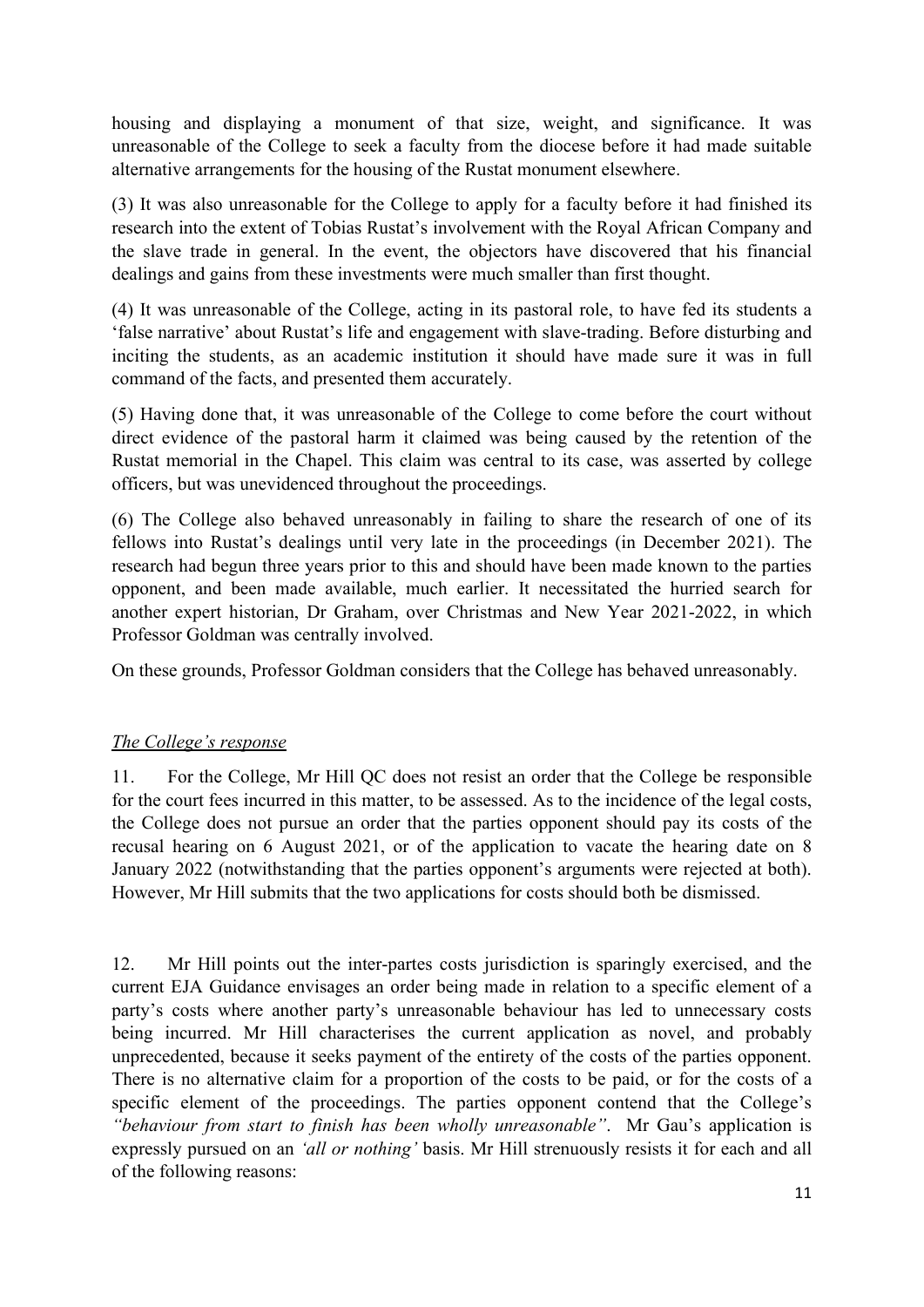housing and displaying a monument of that size, weight, and significance. It was unreasonable of the College to seek a faculty from the diocese before it had made suitable alternative arrangements for the housing of the Rustat monument elsewhere.

(3) It was also unreasonable for the College to apply for a faculty before it had finished its research into the extent of Tobias Rustat's involvement with the Royal African Company and the slave trade in general. In the event, the objectors have discovered that his financial dealings and gains from these investments were much smaller than first thought.

(4) It was unreasonable of the College, acting in its pastoral role, to have fed its students a 'false narrative' about Rustat's life and engagement with slave-trading. Before disturbing and inciting the students, as an academic institution it should have made sure it was in full command of the facts, and presented them accurately.

(5) Having done that, it was unreasonable of the College to come before the court without direct evidence of the pastoral harm it claimed was being caused by the retention of the Rustat memorial in the Chapel. This claim was central to its case, was asserted by college officers, but was unevidenced throughout the proceedings.

(6) The College also behaved unreasonably in failing to share the research of one of its fellows into Rustat's dealings until very late in the proceedings (in December 2021). The research had begun three years prior to this and should have been made known to the parties opponent, and been made available, much earlier. It necessitated the hurried search for another expert historian, Dr Graham, over Christmas and New Year 2021-2022, in which Professor Goldman was centrally involved.

On these grounds, Professor Goldman considers that the College has behaved unreasonably.

*The College's response*

11. For the College, Mr Hill QC does not resist an order that the College be responsible for the court fees incurred in this matter, to be assessed. As to the incidence of the legal costs, the College does not pursue an order that the parties opponent should pay its costs of the recusal hearing on 6 August 2021, or of the application to vacate the hearing date on 8 January 2022 (notwithstanding that the parties opponent's arguments were rejected at both). However, Mr Hill submits that the two applications for costs should both be dismissed.

12. Mr Hill points out the inter-partes costs jurisdiction is sparingly exercised, and the current EJA Guidance envisages an order being made in relation to a specific element of a party's costs where another party's unreasonable behaviour has led to unnecessary costs being incurred. Mr Hill characterises the current application as novel, and probably unprecedented, because it seeks payment of the entirety of the costs of the parties opponent. There is no alternative claim for a proportion of the costs to be paid, or for the costs of a specific element of the proceedings. The parties opponent contend that the College's *"behaviour from start to finish has been wholly unreasonable"*. Mr Gau's application is expressly pursued on an *'all or nothing'* basis. Mr Hill strenuously resists it for each and all of the following reasons: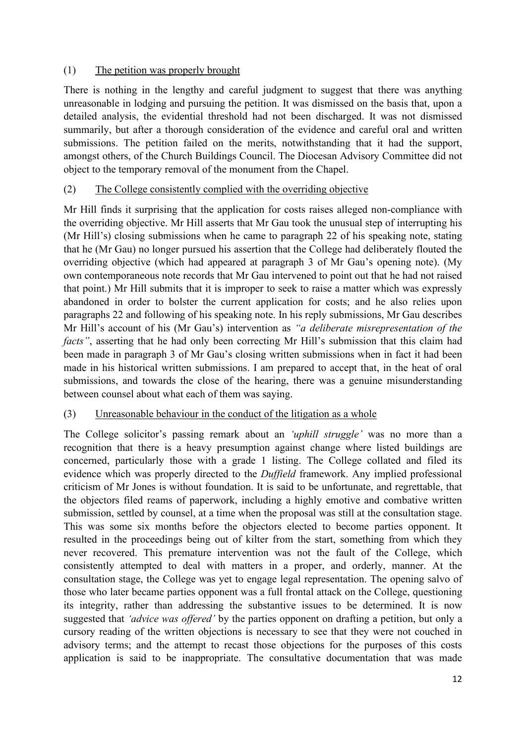(1) <u>The petition was properly brought</u>

There is nothing in the lengthy and careful judgment to suggest that there was anything unreasonable in lodging and pursuing the petition. It was dismissed on the basis that, upon a detailed analysis, the evidential threshold had not been discharged. It was not dismissed summarily, but after a thorough consideration of the evidence and careful oral and written submissions. The petition failed on the merits, notwithstanding that it had the support, amongst others, of the Church Buildings Council. The Diocesan Advisory Committee did not object to the temporary removal of the monument from the Chapel.

(2) <u>The College consistently complied with the overriding objective</u>

Mr Hill finds it surprising that the application for costs raises alleged non-compliance with the overriding objective. Mr Hill asserts that Mr Gau took the unusual step of interrupting his (Mr Hill's) closing submissions when he came to paragraph 22 of his speaking note, stating that he (Mr Gau) no longer pursued his assertion that the College had deliberately flouted the overriding objective (which had appeared at paragraph 3 of Mr Gau's opening note). (My own contemporaneous note records that Mr Gau intervened to point out that he had not raised that point.) Mr Hill submits that it is improper to seek to raise a matter which was expressly abandoned in order to bolster the current application for costs; and he also relies upon paragraphs 22 and following of his speaking note. In his reply submissions, Mr Gau describes Mr Hill's account of his (Mr Gau's) intervention as *"a deliberate misrepresentation of the facts"*, asserting that he had only been correcting Mr Hill's submission that this claim had been made in paragraph 3 of Mr Gau's closing written submissions when in fact it had been made in his historical written submissions. I am prepared to accept that, in the heat of oral submissions, and towards the close of the hearing, there was a genuine misunderstanding between counsel about what each of them was saying.

(3) <u>Unreasonable behaviour in the conduct of the litigation as a whole</u>

The College solicitor's passing remark about an *'uphill struggle'* was no more than a recognition that there is a heavy presumption against change where listed buildings are concerned, particularly those with a grade 1 listing. The College collated and filed its evidence which was properly directed to the *Duffield* framework. Any implied professional criticism of Mr Jones is without foundation. It is said to be unfortunate, and regrettable, that the objectors filed reams of paperwork, including a highly emotive and combative written submission, settled by counsel, at a time when the proposal was still at the consultation stage. This was some six months before the objectors elected to become parties opponent. It resulted in the proceedings being out of kilter from the start, something from which they never recovered. This premature intervention was not the fault of the College, which consistently attempted to deal with matters in a proper, and orderly, manner. At the consultation stage, the College was yet to engage legal representation. The opening salvo of those who later became parties opponent was a full frontal attack on the College, questioning its integrity, rather than addressing the substantive issues to be determined. It is now suggested that *'advice was offered'* by the parties opponent on drafting a petition, but only a cursory reading of the written objections is necessary to see that they were not couched in advisory terms; and the attempt to recast those objections for the purposes of this costs application is said to be inappropriate. The consultative documentation that was made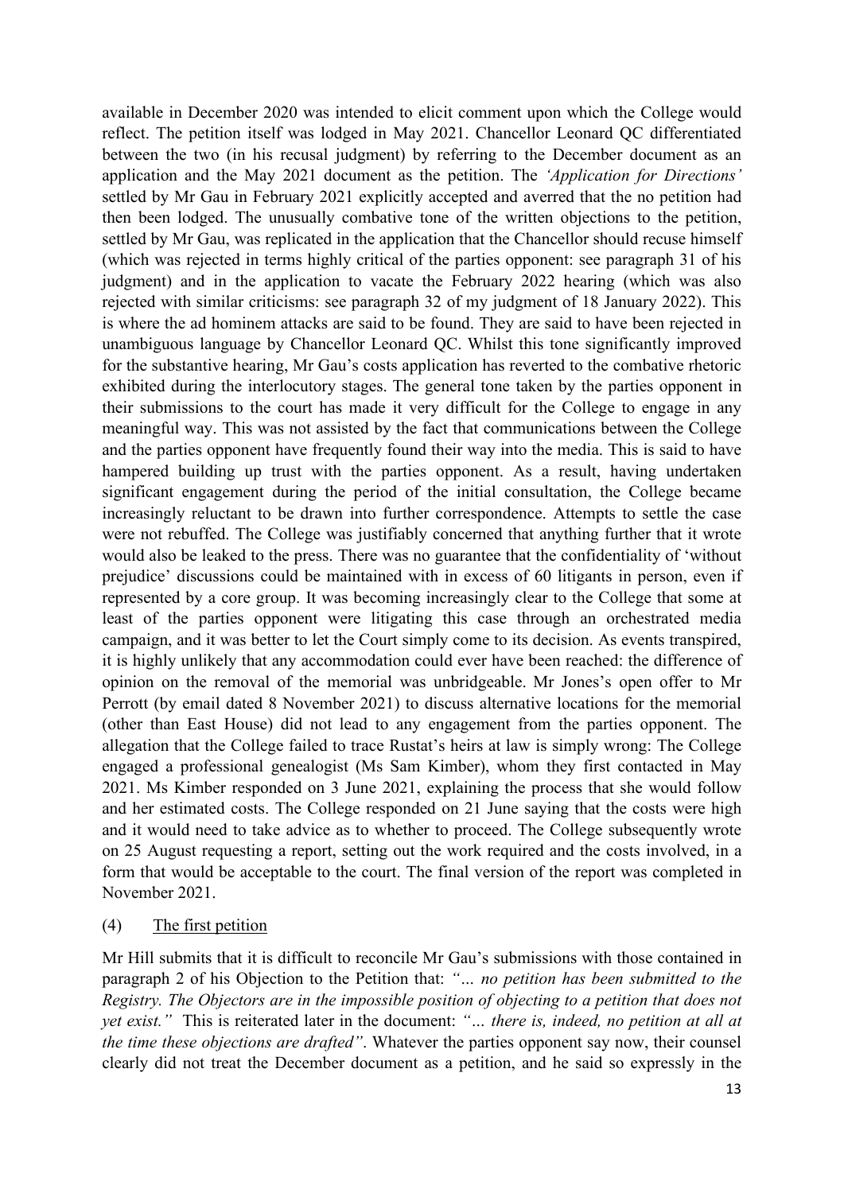available in December 2020 was intended to elicit comment upon which the College would reflect. The petition itself was lodged in May 2021. Chancellor Leonard QC differentiated between the two (in his recusal judgment) by referring to the December document as an application and the May 2021 document as the petition. The *'Application for Directions'* settled by Mr Gau in February 2021 explicitly accepted and averred that the no petition had then been lodged. The unusually combative tone of the written objections to the petition, settled by Mr Gau, was replicated in the application that the Chancellor should recuse himself (which was rejected in terms highly critical of the parties opponent: see paragraph 31 of his judgment) and in the application to vacate the February 2022 hearing (which was also rejected with similar criticisms: see paragraph 32 of my judgment of 18 January 2022). This is where the ad hominem attacks are said to be found. They are said to have been rejected in unambiguous language by Chancellor Leonard QC. Whilst this tone significantly improved for the substantive hearing, Mr Gau's costs application has reverted to the combative rhetoric exhibited during the interlocutory stages. The general tone taken by the parties opponent in their submissions to the court has made it very difficult for the College to engage in any meaningful way. This was not assisted by the fact that communications between the College and the parties opponent have frequently found their way into the media. This is said to have hampered building up trust with the parties opponent. As a result, having undertaken significant engagement during the period of the initial consultation, the College became increasingly reluctant to be drawn into further correspondence. Attempts to settle the case were not rebuffed. The College was justifiably concerned that anything further that it wrote would also be leaked to the press. There was no guarantee that the confidentiality of 'without prejudice' discussions could be maintained with in excess of 60 litigants in person, even if represented by a core group. It was becoming increasingly clear to the College that some at least of the parties opponent were litigating this case through an orchestrated media campaign, and it was better to let the Court simply come to its decision. As events transpired, it is highly unlikely that any accommodation could ever have been reached: the difference of opinion on the removal of the memorial was unbridgeable. Mr Jones's open offer to Mr Perrott (by email dated 8 November 2021) to discuss alternative locations for the memorial (other than East House) did not lead to any engagement from the parties opponent. The allegation that the College failed to trace Rustat's heirs at law is simply wrong: The College engaged a professional genealogist (Ms Sam Kimber), whom they first contacted in May 2021. Ms Kimber responded on 3 June 2021, explaining the process that she would follow and her estimated costs. The College responded on 21 June saying that the costs were high and it would need to take advice as to whether to proceed. The College subsequently wrote on 25 August requesting a report, setting out the work required and the costs involved, in a form that would be acceptable to the court. The final version of the report was completed in November 2021.

(4) <u>The first petition</u>

Mr Hill submits that it is difficult to reconcile Mr Gau's submissions with those contained in paragraph 2 of his Objection to the Petition that: *"… no petition has been submitted to the Registry. The Objectors are in the impossible position of objecting to a petition that does not yet exist."* This is reiterated later in the document: *"… there is, indeed, no petition at all at the time these objections are drafted"*. Whatever the parties opponent say now, their counsel clearly did not treat the December document as a petition, and he said so expressly in the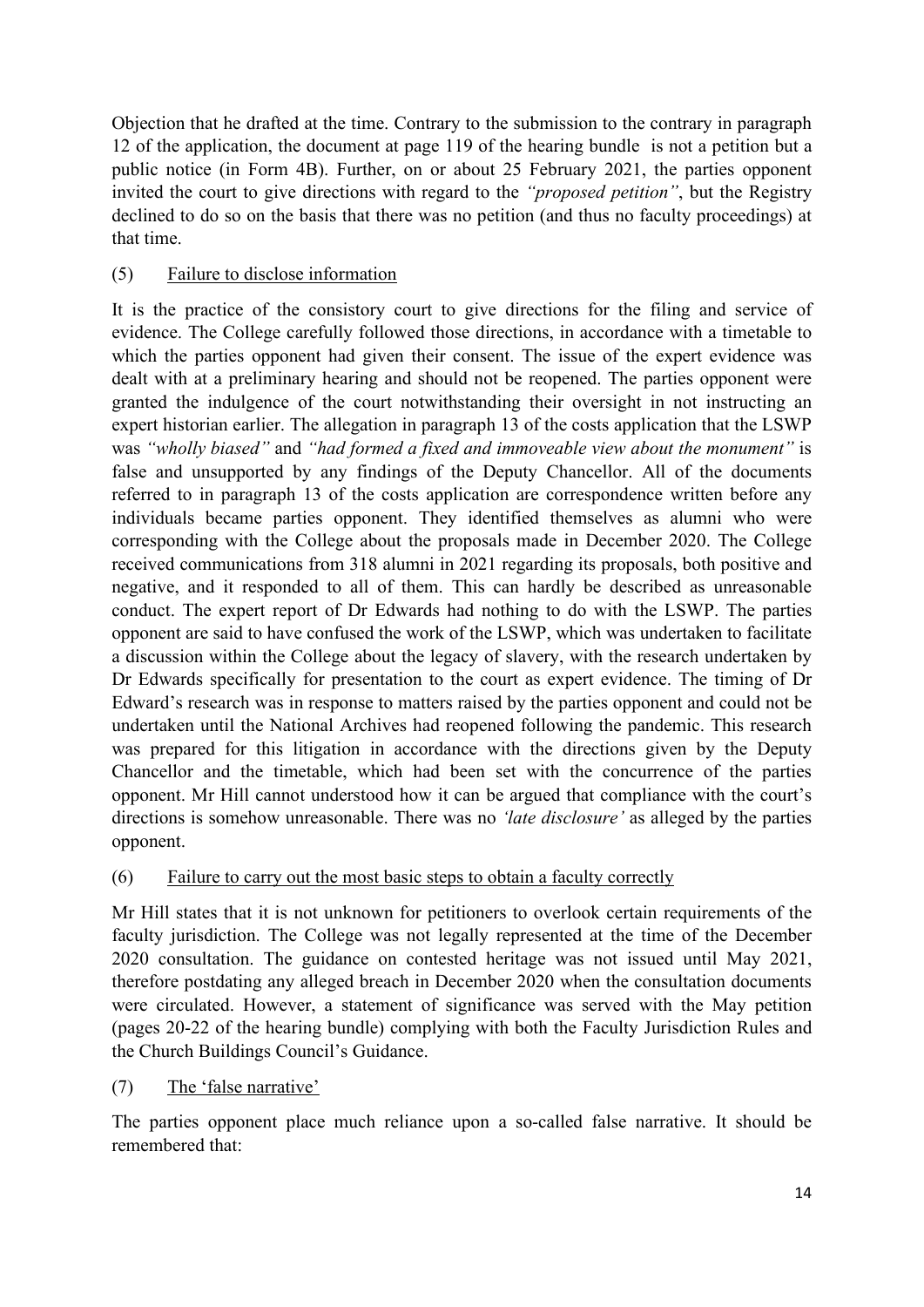Objection that he drafted at the time. Contrary to the submission to the contrary in paragraph 12 of the application, the document at page 119 of the hearing bundle is not a petition but a public notice (in Form 4B). Further, on or about 25 February 2021, the parties opponent invited the court to give directions with regard to the *"proposed petition"*, but the Registry declined to do so on the basis that there was no petition (and thus no faculty proceedings) at that time.

(5) Failure to disclose information

It is the practice of the consistory court to give directions for the filing and service of evidence. The College carefully followed those directions, in accordance with a timetable to which the parties opponent had given their consent. The issue of the expert evidence was dealt with at a preliminary hearing and should not be reopened. The parties opponent were granted the indulgence of the court notwithstanding their oversight in not instructing an expert historian earlier. The allegation in paragraph 13 of the costs application that the LSWP was *"wholly biased"* and *"had formed a fixed and immoveable view about the monument"* is false and unsupported by any findings of the Deputy Chancellor. All of the documents referred to in paragraph 13 of the costs application are correspondence written before any individuals became parties opponent. They identified themselves as alumni who were corresponding with the College about the proposals made in December 2020. The College received communications from 318 alumni in 2021 regarding its proposals, both positive and negative, and it responded to all of them. This can hardly be described as unreasonable conduct. The expert report of Dr Edwards had nothing to do with the LSWP. The parties opponent are said to have confused the work of the LSWP, which was undertaken to facilitate a discussion within the College about the legacy of slavery, with the research undertaken by Dr Edwards specifically for presentation to the court as expert evidence. The timing of Dr Edward's research was in response to matters raised by the parties opponent and could not be undertaken until the National Archives had reopened following the pandemic. This research was prepared for this litigation in accordance with the directions given by the Deputy Chancellor and the timetable, which had been set with the concurrence of the parties opponent. Mr Hill cannot understood how it can be argued that compliance with the court's directions is somehow unreasonable. There was no *'late disclosure'* as alleged by the parties opponent.

(6) Failure to carry out the most basic steps to obtain a faculty correctly

Mr Hill states that it is not unknown for petitioners to overlook certain requirements of the faculty jurisdiction. The College was not legally represented at the time of the December 2020 consultation. The guidance on contested heritage was not issued until May 2021, therefore postdating any alleged breach in December 2020 when the consultation documents were circulated. However, a statement of significance was served with the May petition (pages 20-22 of the hearing bundle) complying with both the Faculty Jurisdiction Rules and the Church Buildings Council's Guidance.

(7) The 'false narrative'

The parties opponent place much reliance upon a so-called false narrative. It should be remembered that: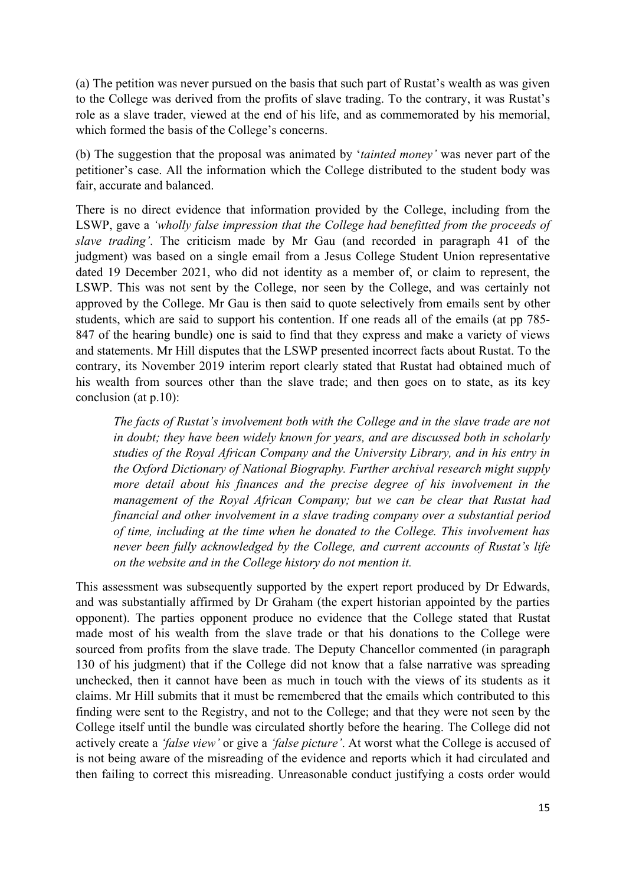(a) The petition was never pursued on the basis that such part of Rustat's wealth as was given to the College was derived from the profits of slave trading. To the contrary, it was Rustat's role as a slave trader, viewed at the end of his life, and as commemorated by his memorial, which formed the basis of the College's concerns.

(b) The suggestion that the proposal was animated by '*tainted money*' was never part of the petitioner's case. All the information which the College distributed to the student body was fair, accurate and balanced.

There is no direct evidence that information provided by the College, including from the LSWP, gave a *'wholly false impression that the College had benefitted from the proceeds of slave trading'*. The criticism made by Mr Gau (and recorded in paragraph 41 of the judgment) was based on a single email from a Jesus College Student Union representative dated 19 December 2021, who did not identity as a member of, or claim to represent, the LSWP. This was not sent by the College, nor seen by the College, and was certainly not approved by the College. Mr Gau is then said to quote selectively from emails sent by other students, which are said to support his contention. If one reads all of the emails (at pp 785-847 of the hearing bundle) one is said to find that they express and make a variety of views and statements. Mr Hill disputes that the LSWP presented incorrect facts about Rustat. To the contrary, its November 2019 interim report clearly stated that Rustat had obtained much of his wealth from sources other than the slave trade; and then goes on to state, as its key conclusion (at p.10):

> *The facts of Rustat's involvement both with the College and in the slave trade are not in doubt; they have been widely known for years, and are discussed both in scholarly studies of the Royal African Company and the University Library, and in his entry in the Oxford Dictionary of National Biography. Further archival research might supply more detail about his finances and the precise degree of his involvement in the management of the Royal African Company; but we can be clear that Rustat had financial and other involvement in a slave trading company over a substantial period of time, including at the time when he donated to the College. This involvement has never been fully acknowledged by the College, and current accounts of Rustat's life on the website and in the College history do not mention it.*

This assessment was subsequently supported by the expert report produced by Dr Edwards, and was substantially affirmed by Dr Graham (the expert historian appointed by the parties opponent). The parties opponent produce no evidence that the College stated that Rustat made most of his wealth from the slave trade or that his donations to the College were sourced from profits from the slave trade. The Deputy Chancellor commented (in paragraph 130 of his judgment) that if the College did not know that a false narrative was spreading unchecked, then it cannot have been as much in touch with the views of its students as it claims. Mr Hill submits that it must be remembered that the emails which contributed to this finding were sent to the Registry, and not to the College; and that they were not seen by the College itself until the bundle was circulated shortly before the hearing. The College did not actively create a *'false view'* or give a *'false picture'*. At worst what the College is accused of is not being aware of the misreading of the evidence and reports which it had circulated and then failing to correct this misreading. Unreasonable conduct justifying a costs order would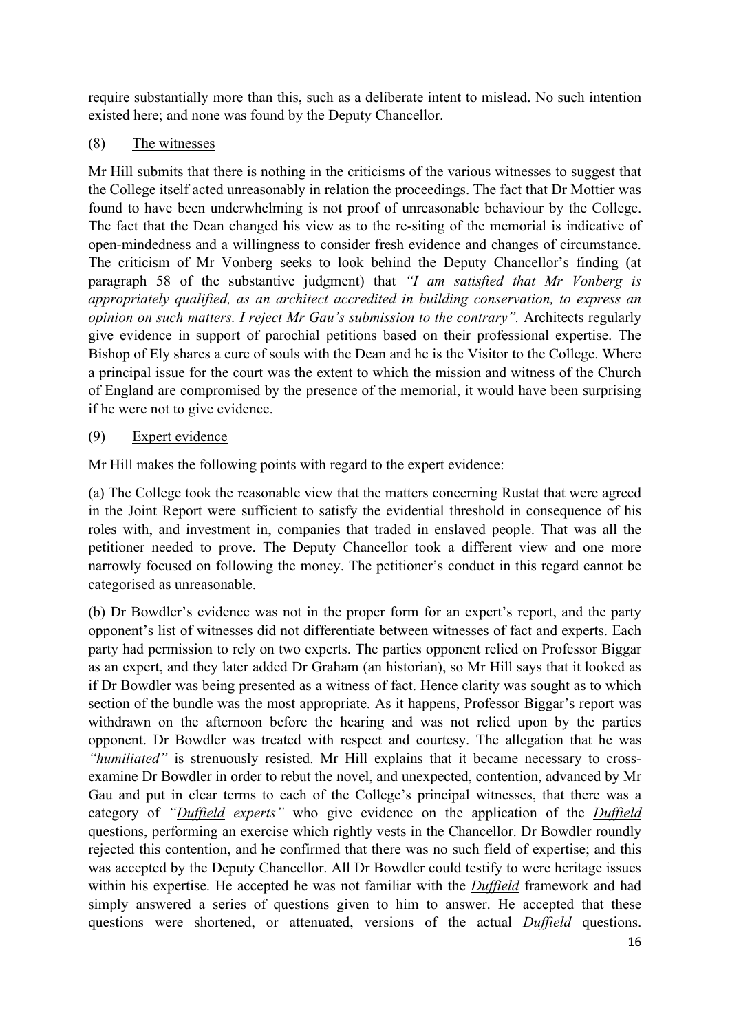require substantially more than this, such as a deliberate intent to mislead. No such intention existed here; and none was found by the Deputy Chancellor.

(8) The witnesses

Mr Hill submits that there is nothing in the criticisms of the various witnesses to suggest that the College itself acted unreasonably in relation the proceedings. The fact that Dr Mottier was found to have been underwhelming is not proof of unreasonable behaviour by the College. The fact that the Dean changed his view as to the re-siting of the memorial is indicative of open-mindedness and a willingness to consider fresh evidence and changes of circumstance. The criticism of Mr Vonberg seeks to look behind the Deputy Chancellor's finding (at paragraph 58 of the substantive judgment) that *"I am satisfied that Mr Vonberg is appropriately qualified, as an architect accredited in building conservation, to express an opinion on such matters. I reject Mr Gau's submission to the contrary".* Architects regularly give evidence in support of parochial petitions based on their professional expertise. The Bishop of Ely shares a cure of souls with the Dean and he is the Visitor to the College. Where a principal issue for the court was the extent to which the mission and witness of the Church of England are compromised by the presence of the memorial, it would have been surprising if he were not to give evidence.

(9) Expert evidence

Mr Hill makes the following points with regard to the expert evidence:

(a) The College took the reasonable view that the matters concerning Rustat that were agreed in the Joint Report were sufficient to satisfy the evidential threshold in consequence of his roles with, and investment in, companies that traded in enslaved people. That was all the petitioner needed to prove. The Deputy Chancellor took a different view and one more narrowly focused on following the money. The petitioner's conduct in this regard cannot be categorised as unreasonable.

(b) Dr Bowdler's evidence was not in the proper form for an expert's report, and the party opponent's list of witnesses did not differentiate between witnesses of fact and experts. Each party had permission to rely on two experts. The parties opponent relied on Professor Biggar as an expert, and they later added Dr Graham (an historian), so Mr Hill says that it looked as if Dr Bowdler was being presented as a witness of fact. Hence clarity was sought as to which section of the bundle was the most appropriate. As it happens, Professor Biggar's report was withdrawn on the afternoon before the hearing and was not relied upon by the parties opponent. Dr Bowdler was treated with respect and courtesy. The allegation that he was *"humiliated"* is strenuously resisted. Mr Hill explains that it became necessary to cross-examine Dr Bowdler in order to rebut the novel, and unexpected, contention, advanced by Mr Gau and put in clear terms to each of the College's principal witnesses, that there was a category of *"__Duffield__ experts"* who give evidence on the application of the ***Duffield*** questions, performing an exercise which rightly vests in the Chancellor. Dr Bowdler roundly rejected this contention, and he confirmed that there was no such field of expertise; and this was accepted by the Deputy Chancellor. All Dr Bowdler could testify to were heritage issues within his expertise. He accepted he was not familiar with the ***Duffield*** framework and had simply answered a series of questions given to him to answer. He accepted that these questions were shortened, or attenuated, versions of the actual ***Duffield*** questions.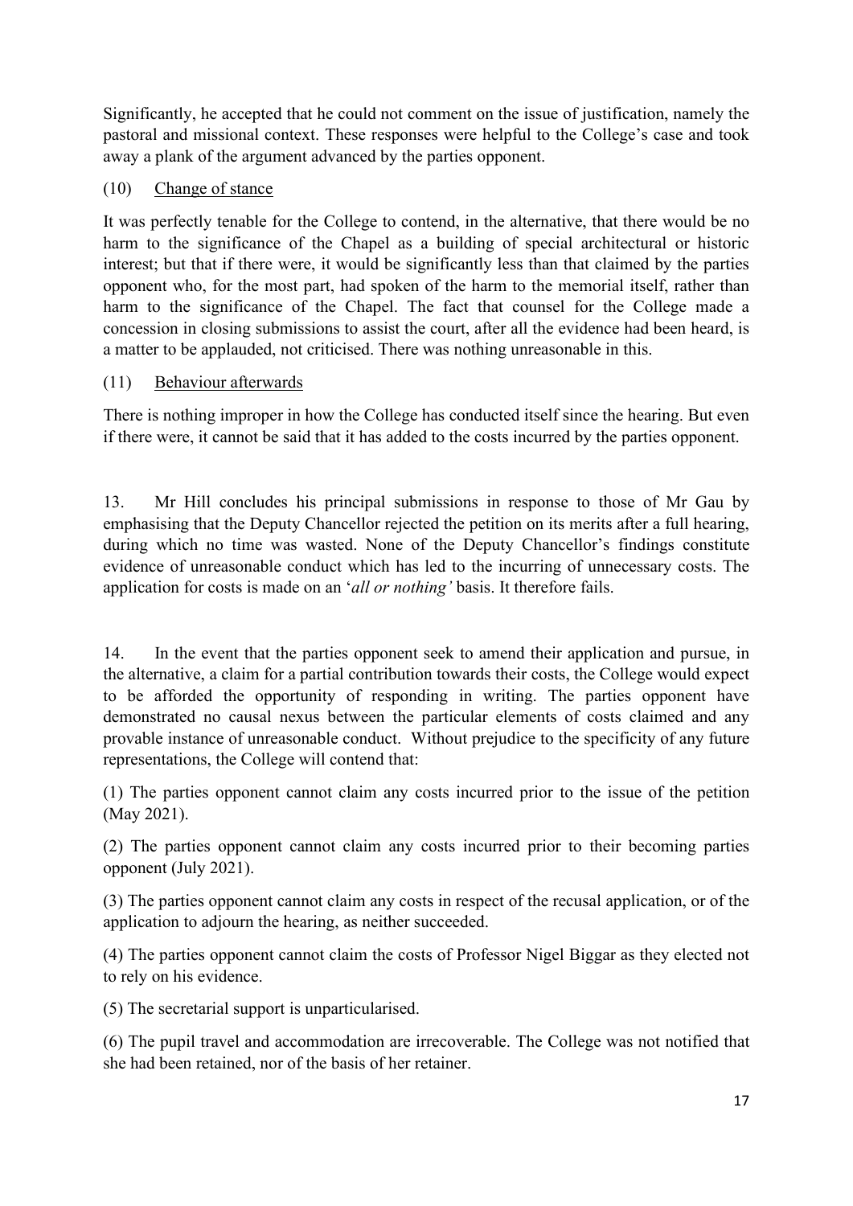Significantly, he accepted that he could not comment on the issue of justification, namely the pastoral and missional context. These responses were helpful to the College's case and took away a plank of the argument advanced by the parties opponent.

(10) Change of stance

It was perfectly tenable for the College to contend, in the alternative, that there would be no harm to the significance of the Chapel as a building of special architectural or historic interest; but that if there were, it would be significantly less than that claimed by the parties opponent who, for the most part, had spoken of the harm to the memorial itself, rather than harm to the significance of the Chapel. The fact that counsel for the College made a concession in closing submissions to assist the court, after all the evidence had been heard, is a matter to be applauded, not criticised. There was nothing unreasonable in this.

(11) Behaviour afterwards

There is nothing improper in how the College has conducted itself since the hearing. But even if there were, it cannot be said that it has added to the costs incurred by the parties opponent.

13. Mr Hill concludes his principal submissions in response to those of Mr Gau by emphasising that the Deputy Chancellor rejected the petition on its merits after a full hearing, during which no time was wasted. None of the Deputy Chancellor's findings constitute evidence of unreasonable conduct which has led to the incurring of unnecessary costs. The application for costs is made on an '*all or nothing*' basis. It therefore fails.

14. In the event that the parties opponent seek to amend their application and pursue, in the alternative, a claim for a partial contribution towards their costs, the College would expect to be afforded the opportunity of responding in writing. The parties opponent have demonstrated no causal nexus between the particular elements of costs claimed and any provable instance of unreasonable conduct. Without prejudice to the specificity of any future representations, the College will contend that:

(1) The parties opponent cannot claim any costs incurred prior to the issue of the petition (May 2021).

(2) The parties opponent cannot claim any costs incurred prior to their becoming parties opponent (July 2021).

(3) The parties opponent cannot claim any costs in respect of the recusal application, or of the application to adjourn the hearing, as neither succeeded.

(4) The parties opponent cannot claim the costs of Professor Nigel Biggar as they elected not to rely on his evidence.

(5) The secretarial support is unparticularised.

(6) The pupil travel and accommodation are irrecoverable. The College was not notified that she had been retained, nor of the basis of her retainer.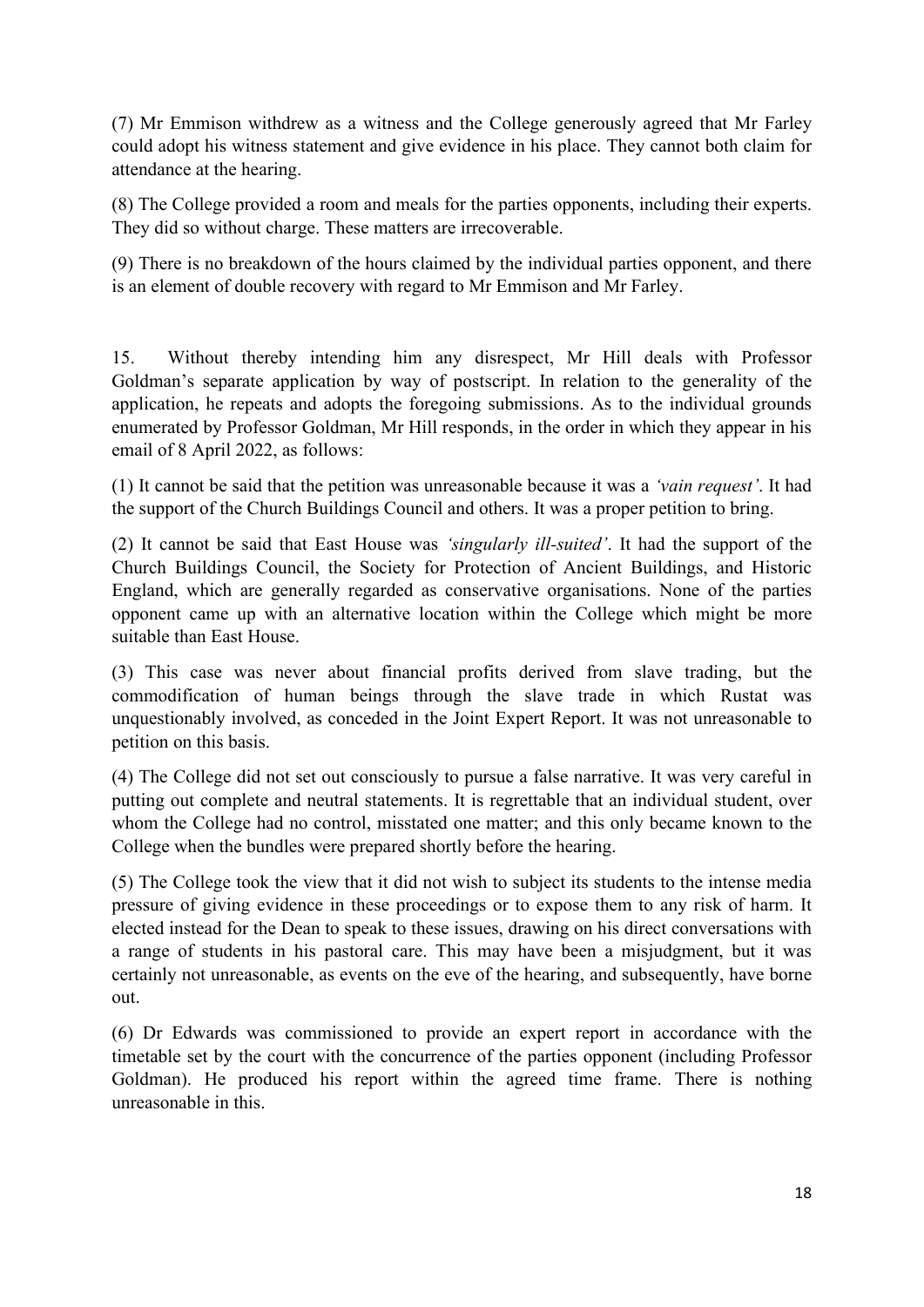(7) Mr Emmison withdrew as a witness and the College generously agreed that Mr Farley could adopt his witness statement and give evidence in his place. They cannot both claim for attendance at the hearing.

(8) The College provided a room and meals for the parties opponents, including their experts. They did so without charge. These matters are irrecoverable.

(9) There is no breakdown of the hours claimed by the individual parties opponent, and there is an element of double recovery with regard to Mr Emmison and Mr Farley.

15. Without thereby intending him any disrespect, Mr Hill deals with Professor Goldman's separate application by way of postscript. In relation to the generality of the application, he repeats and adopts the foregoing submissions. As to the individual grounds enumerated by Professor Goldman, Mr Hill responds, in the order in which they appear in his email of 8 April 2022, as follows:

(1) It cannot be said that the petition was unreasonable because it was a *'vain request'*. It had the support of the Church Buildings Council and others. It was a proper petition to bring.

(2) It cannot be said that East House was *'singularly ill-suited'*. It had the support of the Church Buildings Council, the Society for Protection of Ancient Buildings, and Historic England, which are generally regarded as conservative organisations. None of the parties opponent came up with an alternative location within the College which might be more suitable than East House.

(3) This case was never about financial profits derived from slave trading, but the commodification of human beings through the slave trade in which Rustat was unquestionably involved, as conceded in the Joint Expert Report. It was not unreasonable to petition on this basis.

(4) The College did not set out consciously to pursue a false narrative. It was very careful in putting out complete and neutral statements. It is regrettable that an individual student, over whom the College had no control, misstated one matter; and this only became known to the College when the bundles were prepared shortly before the hearing.

(5) The College took the view that it did not wish to subject its students to the intense media pressure of giving evidence in these proceedings or to expose them to any risk of harm. It elected instead for the Dean to speak to these issues, drawing on his direct conversations with a range of students in his pastoral care. This may have been a misjudgment, but it was certainly not unreasonable, as events on the eve of the hearing, and subsequently, have borne out.

(6) Dr Edwards was commissioned to provide an expert report in accordance with the timetable set by the court with the concurrence of the parties opponent (including Professor Goldman). He produced his report within the agreed time frame. There is nothing unreasonable in this.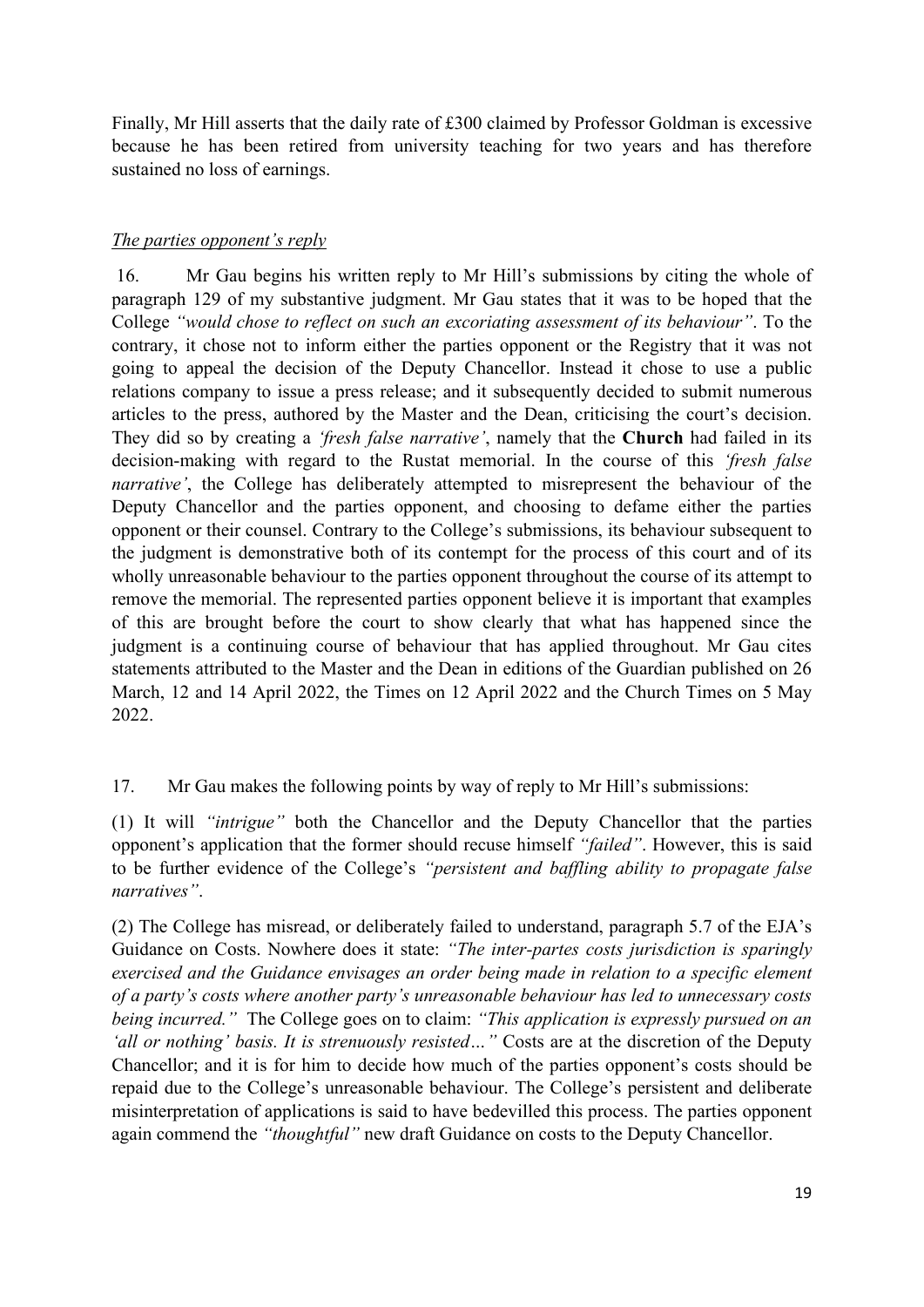Finally, Mr Hill asserts that the daily rate of £300 claimed by Professor Goldman is excessive because he has been retired from university teaching for two years and has therefore sustained no loss of earnings.

*The parties opponent's reply*

16. Mr Gau begins his written reply to Mr Hill's submissions by citing the whole of paragraph 129 of my substantive judgment. Mr Gau states that it was to be hoped that the College *"would chose to reflect on such an excoriating assessment of its behaviour"*. To the contrary, it chose not to inform either the parties opponent or the Registry that it was not going to appeal the decision of the Deputy Chancellor. Instead it chose to use a public relations company to issue a press release; and it subsequently decided to submit numerous articles to the press, authored by the Master and the Dean, criticising the court's decision. They did so by creating a *'fresh false narrative'*, namely that the **Church** had failed in its decision-making with regard to the Rustat memorial. In the course of this *'fresh false narrative'*, the College has deliberately attempted to misrepresent the behaviour of the Deputy Chancellor and the parties opponent, and choosing to defame either the parties opponent or their counsel. Contrary to the College's submissions, its behaviour subsequent to the judgment is demonstrative both of its contempt for the process of this court and of its wholly unreasonable behaviour to the parties opponent throughout the course of its attempt to remove the memorial. The represented parties opponent believe it is important that examples of this are brought before the court to show clearly that what has happened since the judgment is a continuing course of behaviour that has applied throughout. Mr Gau cites statements attributed to the Master and the Dean in editions of the Guardian published on 26 March, 12 and 14 April 2022, the Times on 12 April 2022 and the Church Times on 5 May 2022.

17. Mr Gau makes the following points by way of reply to Mr Hill's submissions:

(1) It will *"intrigue"* both the Chancellor and the Deputy Chancellor that the parties opponent's application that the former should recuse himself *"failed"*. However, this is said to be further evidence of the College's *"persistent and baffling ability to propagate false narratives"*.

(2) The College has misread, or deliberately failed to understand, paragraph 5.7 of the EJA's Guidance on Costs. Nowhere does it state: *"The inter-partes costs jurisdiction is sparingly exercised and the Guidance envisages an order being made in relation to a specific element of a party's costs where another party's unreasonable behaviour has led to unnecessary costs being incurred."* The College goes on to claim: *"This application is expressly pursued on an 'all or nothing' basis. It is strenuously resisted…"* Costs are at the discretion of the Deputy Chancellor; and it is for him to decide how much of the parties opponent's costs should be repaid due to the College's unreasonable behaviour. The College's persistent and deliberate misinterpretation of applications is said to have bedevilled this process. The parties opponent again commend the *"thoughtful"* new draft Guidance on costs to the Deputy Chancellor.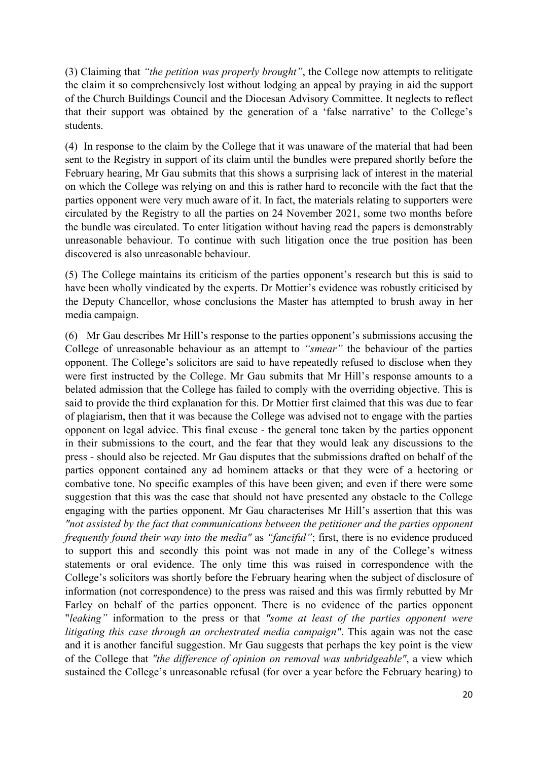(3) Claiming that *"the petition was properly brought"*, the College now attempts to relitigate the claim it so comprehensively lost without lodging an appeal by praying in aid the support of the Church Buildings Council and the Diocesan Advisory Committee. It neglects to reflect that their support was obtained by the generation of a 'false narrative' to the College's students.

(4) In response to the claim by the College that it was unaware of the material that had been sent to the Registry in support of its claim until the bundles were prepared shortly before the February hearing, Mr Gau submits that this shows a surprising lack of interest in the material on which the College was relying on and this is rather hard to reconcile with the fact that the parties opponent were very much aware of it. In fact, the materials relating to supporters were circulated by the Registry to all the parties on 24 November 2021, some two months before the bundle was circulated. To enter litigation without having read the papers is demonstrably unreasonable behaviour. To continue with such litigation once the true position has been discovered is also unreasonable behaviour.

(5) The College maintains its criticism of the parties opponent's research but this is said to have been wholly vindicated by the experts. Dr Mottier's evidence was robustly criticised by the Deputy Chancellor, whose conclusions the Master has attempted to brush away in her media campaign.

(6) Mr Gau describes Mr Hill's response to the parties opponent's submissions accusing the College of unreasonable behaviour as an attempt to *"smear"* the behaviour of the parties opponent. The College's solicitors are said to have repeatedly refused to disclose when they were first instructed by the College. Mr Gau submits that Mr Hill's response amounts to a belated admission that the College has failed to comply with the overriding objective. This is said to provide the third explanation for this. Dr Mottier first claimed that this was due to fear of plagiarism, then that it was because the College was advised not to engage with the parties opponent on legal advice. This final excuse - the general tone taken by the parties opponent in their submissions to the court, and the fear that they would leak any discussions to the press - should also be rejected. Mr Gau disputes that the submissions drafted on behalf of the parties opponent contained any ad hominem attacks or that they were of a hectoring or combative tone. No specific examples of this have been given; and even if there were some suggestion that this was the case that should not have presented any obstacle to the College engaging with the parties opponent. Mr Gau characterises Mr Hill's assertion that this was *"not assisted by the fact that communications between the petitioner and the parties opponent frequently found their way into the media"* as *"fanciful"*; first, there is no evidence produced to support this and secondly this point was not made in any of the College's witness statements or oral evidence. The only time this was raised in correspondence with the College's solicitors was shortly before the February hearing when the subject of disclosure of information (not correspondence) to the press was raised and this was firmly rebutted by Mr Farley on behalf of the parties opponent. There is no evidence of the parties opponent "*leaking"* information to the press or that *"some at least of the parties opponent were litigating this case through an orchestrated media campaign"*. This again was not the case and it is another fanciful suggestion. Mr Gau suggests that perhaps the key point is the view of the College that *"the difference of opinion on removal was unbridgeable"*, a view which sustained the College's unreasonable refusal (for over a year before the February hearing) to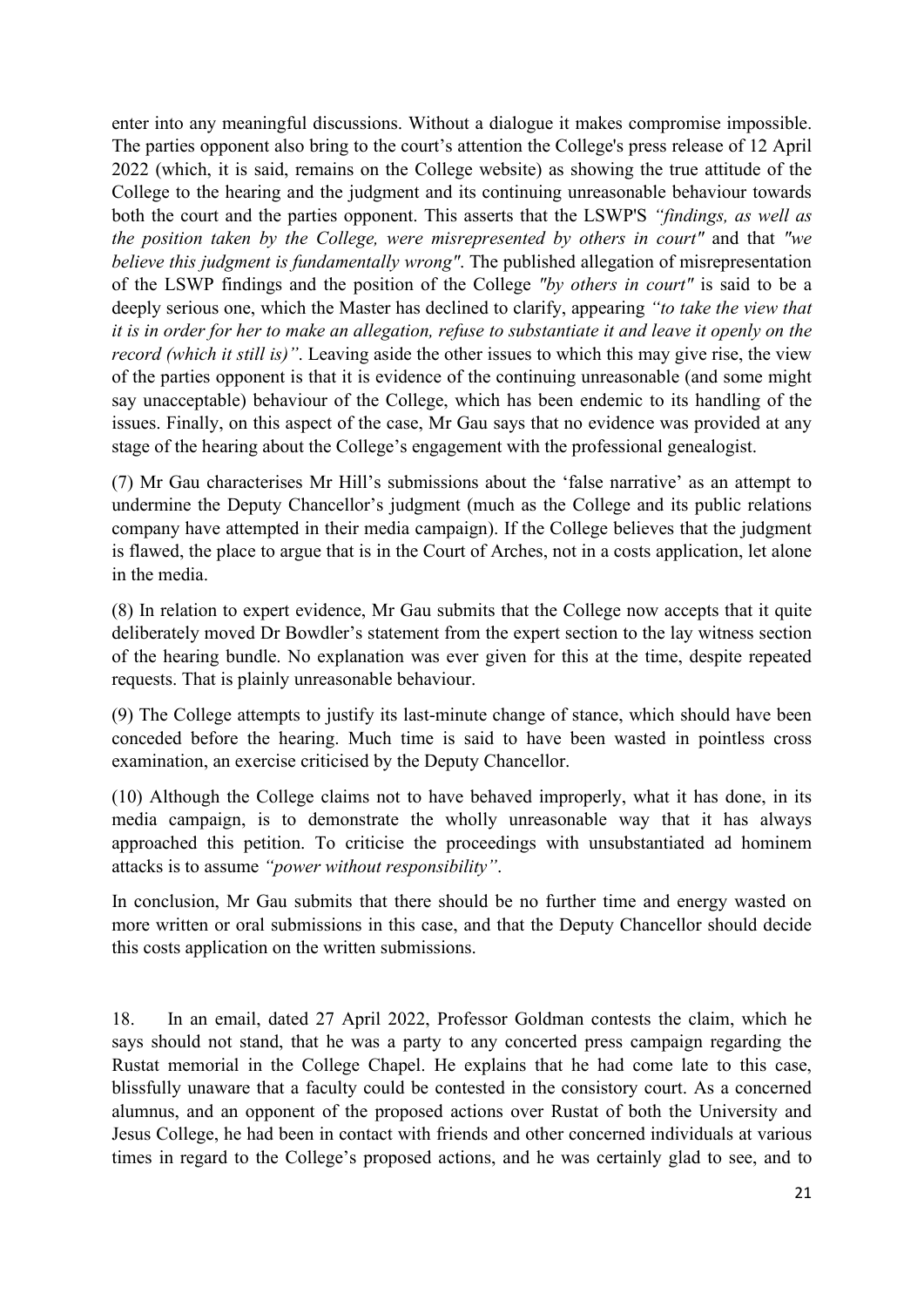enter into any meaningful discussions. Without a dialogue it makes compromise impossible. The parties opponent also bring to the court's attention the College's press release of 12 April 2022 (which, it is said, remains on the College website) as showing the true attitude of the College to the hearing and the judgment and its continuing unreasonable behaviour towards both the court and the parties opponent. This asserts that the LSWP'S *"findings, as well as the position taken by the College, were misrepresented by others in court"* and that *"we believe this judgment is fundamentally wrong"*. The published allegation of misrepresentation of the LSWP findings and the position of the College *"by others in court"* is said to be a deeply serious one, which the Master has declined to clarify, appearing *"to take the view that it is in order for her to make an allegation, refuse to substantiate it and leave it openly on the record (which it still is)"*. Leaving aside the other issues to which this may give rise, the view of the parties opponent is that it is evidence of the continuing unreasonable (and some might say unacceptable) behaviour of the College, which has been endemic to its handling of the issues. Finally, on this aspect of the case, Mr Gau says that no evidence was provided at any stage of the hearing about the College's engagement with the professional genealogist.

(7) Mr Gau characterises Mr Hill's submissions about the 'false narrative' as an attempt to undermine the Deputy Chancellor's judgment (much as the College and its public relations company have attempted in their media campaign). If the College believes that the judgment is flawed, the place to argue that is in the Court of Arches, not in a costs application, let alone in the media.

(8) In relation to expert evidence, Mr Gau submits that the College now accepts that it quite deliberately moved Dr Bowdler's statement from the expert section to the lay witness section of the hearing bundle. No explanation was ever given for this at the time, despite repeated requests. That is plainly unreasonable behaviour.

(9) The College attempts to justify its last-minute change of stance, which should have been conceded before the hearing. Much time is said to have been wasted in pointless cross examination, an exercise criticised by the Deputy Chancellor.

(10) Although the College claims not to have behaved improperly, what it has done, in its media campaign, is to demonstrate the wholly unreasonable way that it has always approached this petition. To criticise the proceedings with unsubstantiated ad hominem attacks is to assume *"power without responsibility"*.

In conclusion, Mr Gau submits that there should be no further time and energy wasted on more written or oral submissions in this case, and that the Deputy Chancellor should decide this costs application on the written submissions.

18. In an email, dated 27 April 2022, Professor Goldman contests the claim, which he says should not stand, that he was a party to any concerted press campaign regarding the Rustat memorial in the College Chapel. He explains that he had come late to this case, blissfully unaware that a faculty could be contested in the consistory court. As a concerned alumnus, and an opponent of the proposed actions over Rustat of both the University and Jesus College, he had been in contact with friends and other concerned individuals at various times in regard to the College's proposed actions, and he was certainly glad to see, and to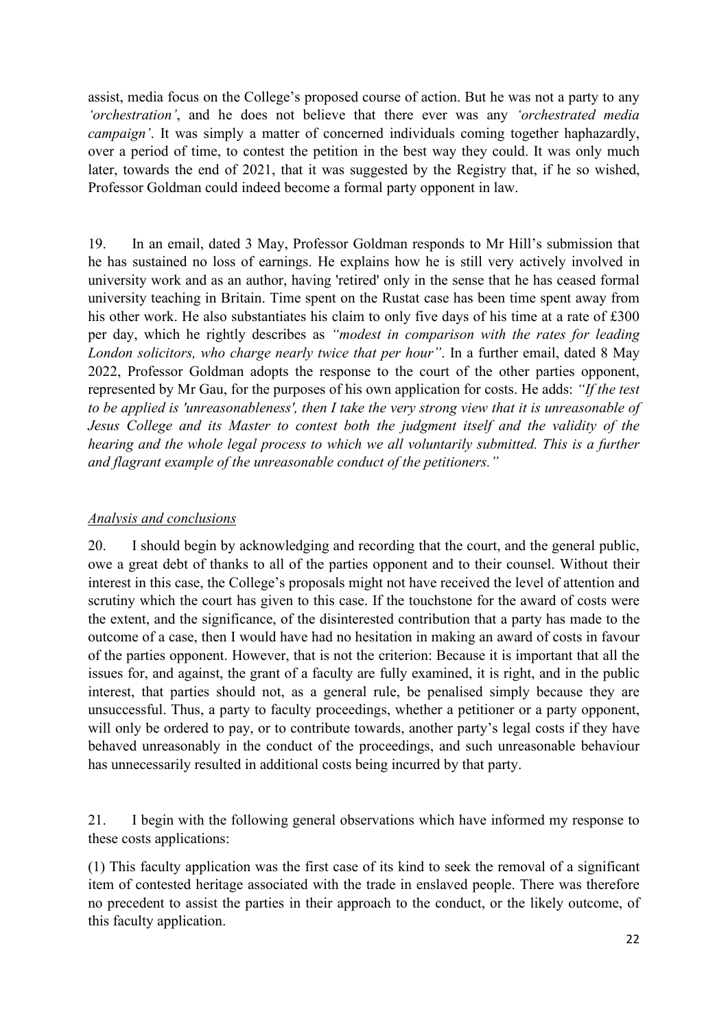assist, media focus on the College's proposed course of action. But he was not a party to any *'orchestration'*, and he does not believe that there ever was any *'orchestrated media campaign'*. It was simply a matter of concerned individuals coming together haphazardly, over a period of time, to contest the petition in the best way they could. It was only much later, towards the end of 2021, that it was suggested by the Registry that, if he so wished, Professor Goldman could indeed become a formal party opponent in law.

19. In an email, dated 3 May, Professor Goldman responds to Mr Hill's submission that he has sustained no loss of earnings. He explains how he is still very actively involved in university work and as an author, having 'retired' only in the sense that he has ceased formal university teaching in Britain. Time spent on the Rustat case has been time spent away from his other work. He also substantiates his claim to only five days of his time at a rate of £300 per day, which he rightly describes as *"modest in comparison with the rates for leading London solicitors, who charge nearly twice that per hour"*. In a further email, dated 8 May 2022, Professor Goldman adopts the response to the court of the other parties opponent, represented by Mr Gau, for the purposes of his own application for costs. He adds: *"If the test to be applied is 'unreasonableness', then I take the very strong view that it is unreasonable of Jesus College and its Master to contest both the judgment itself and the validity of the hearing and the whole legal process to which we all voluntarily submitted. This is a further and flagrant example of the unreasonable conduct of the petitioners."*

## *Analysis and conclusions*

20. I should begin by acknowledging and recording that the court, and the general public, owe a great debt of thanks to all of the parties opponent and to their counsel. Without their interest in this case, the College's proposals might not have received the level of attention and scrutiny which the court has given to this case. If the touchstone for the award of costs were the extent, and the significance, of the disinterested contribution that a party has made to the outcome of a case, then I would have had no hesitation in making an award of costs in favour of the parties opponent. However, that is not the criterion: Because it is important that all the issues for, and against, the grant of a faculty are fully examined, it is right, and in the public interest, that parties should not, as a general rule, be penalised simply because they are unsuccessful. Thus, a party to faculty proceedings, whether a petitioner or a party opponent, will only be ordered to pay, or to contribute towards, another party's legal costs if they have behaved unreasonably in the conduct of the proceedings, and such unreasonable behaviour has unnecessarily resulted in additional costs being incurred by that party.

21. I begin with the following general observations which have informed my response to these costs applications:

(1) This faculty application was the first case of its kind to seek the removal of a significant item of contested heritage associated with the trade in enslaved people. There was therefore no precedent to assist the parties in their approach to the conduct, or the likely outcome, of this faculty application.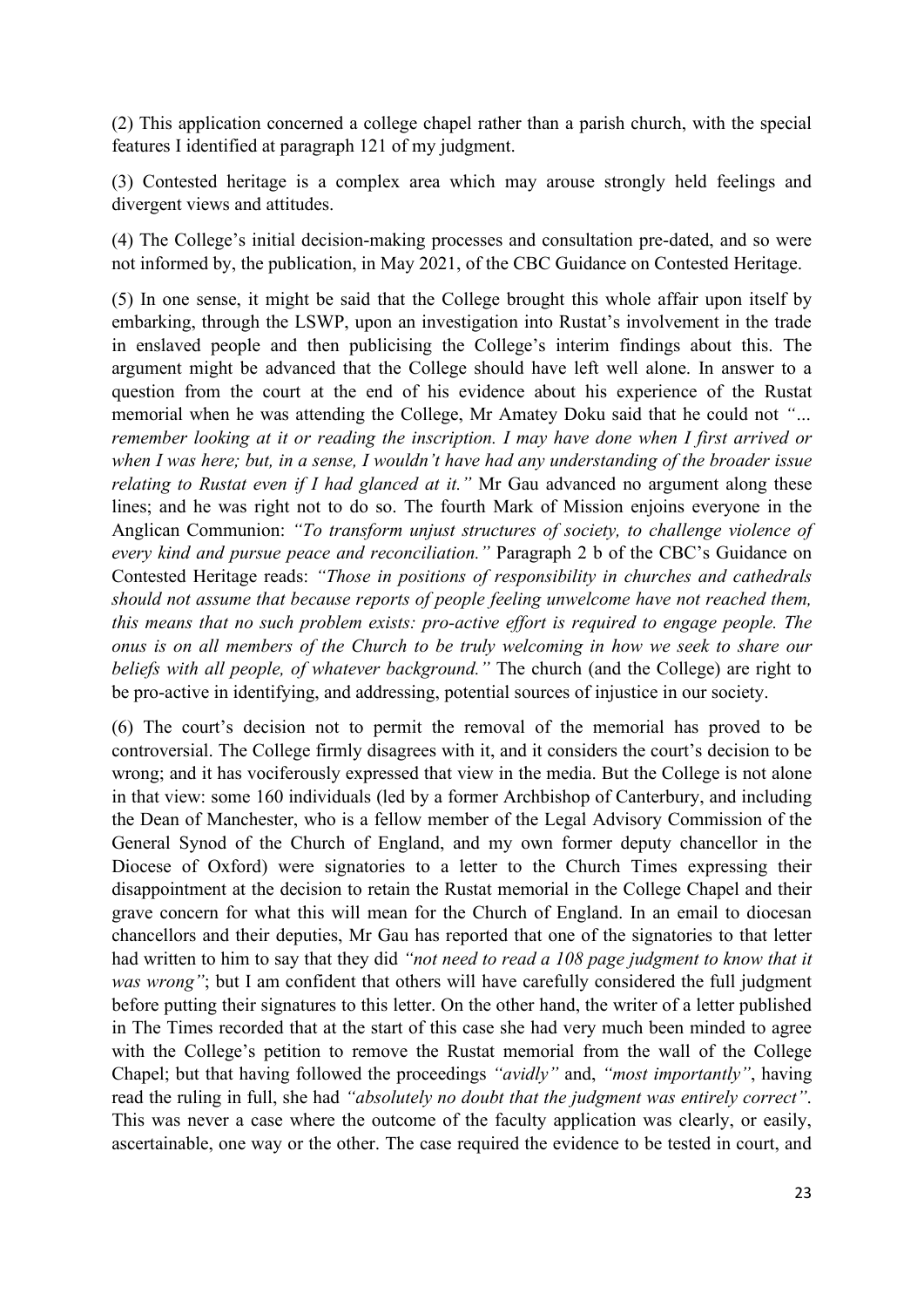(2) This application concerned a college chapel rather than a parish church, with the special features I identified at paragraph 121 of my judgment.

(3) Contested heritage is a complex area which may arouse strongly held feelings and divergent views and attitudes.

(4) The College's initial decision-making processes and consultation pre-dated, and so were not informed by, the publication, in May 2021, of the CBC Guidance on Contested Heritage.

(5) In one sense, it might be said that the College brought this whole affair upon itself by embarking, through the LSWP, upon an investigation into Rustat's involvement in the trade in enslaved people and then publicising the College's interim findings about this. The argument might be advanced that the College should have left well alone. In answer to a question from the court at the end of his evidence about his experience of the Rustat memorial when he was attending the College, Mr Amatey Doku said that he could not *"... remember looking at it or reading the inscription. I may have done when I first arrived or when I was here; but, in a sense, I wouldn't have had any understanding of the broader issue relating to Rustat even if I had glanced at it."* Mr Gau advanced no argument along these lines; and he was right not to do so. The fourth Mark of Mission enjoins everyone in the Anglican Communion: *"To transform unjust structures of society, to challenge violence of every kind and pursue peace and reconciliation."* Paragraph 2 b of the CBC's Guidance on Contested Heritage reads: *"Those in positions of responsibility in churches and cathedrals should not assume that because reports of people feeling unwelcome have not reached them, this means that no such problem exists: pro-active effort is required to engage people. The onus is on all members of the Church to be truly welcoming in how we seek to share our beliefs with all people, of whatever background."* The church (and the College) are right to be pro-active in identifying, and addressing, potential sources of injustice in our society.

(6) The court's decision not to permit the removal of the memorial has proved to be controversial. The College firmly disagrees with it, and it considers the court's decision to be wrong; and it has vociferously expressed that view in the media. But the College is not alone in that view: some 160 individuals (led by a former Archbishop of Canterbury, and including the Dean of Manchester, who is a fellow member of the Legal Advisory Commission of the General Synod of the Church of England, and my own former deputy chancellor in the Diocese of Oxford) were signatories to a letter to the Church Times expressing their disappointment at the decision to retain the Rustat memorial in the College Chapel and their grave concern for what this will mean for the Church of England. In an email to diocesan chancellors and their deputies, Mr Gau has reported that one of the signatories to that letter had written to him to say that they did *"not need to read a 108 page judgment to know that it was wrong"*; but I am confident that others will have carefully considered the full judgment before putting their signatures to this letter. On the other hand, the writer of a letter published in The Times recorded that at the start of this case she had very much been minded to agree with the College's petition to remove the Rustat memorial from the wall of the College Chapel; but that having followed the proceedings *"avidly"* and, *"most importantly"*, having read the ruling in full, she had *"absolutely no doubt that the judgment was entirely correct"*. This was never a case where the outcome of the faculty application was clearly, or easily, ascertainable, one way or the other. The case required the evidence to be tested in court, and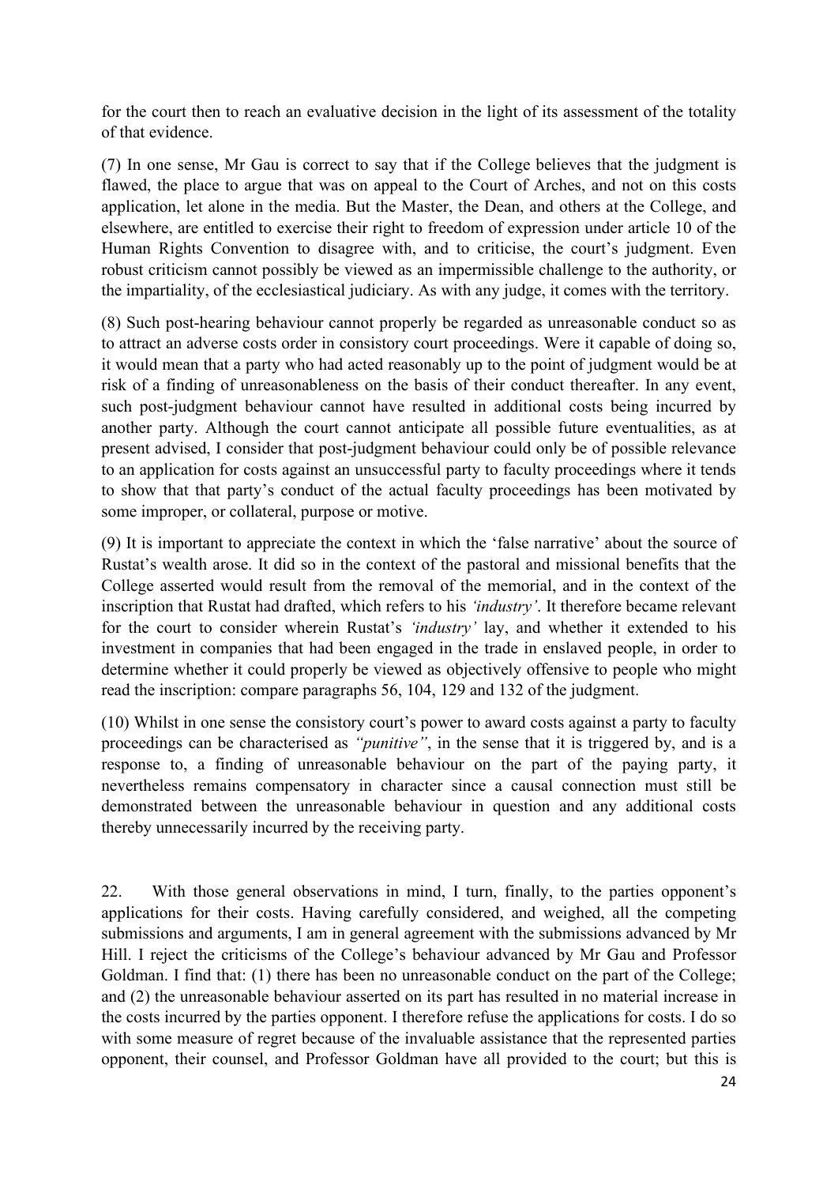for the court then to reach an evaluative decision in the light of its assessment of the totality of that evidence.

(7) In one sense, Mr Gau is correct to say that if the College believes that the judgment is flawed, the place to argue that was on appeal to the Court of Arches, and not on this costs application, let alone in the media. But the Master, the Dean, and others at the College, and elsewhere, are entitled to exercise their right to freedom of expression under article 10 of the Human Rights Convention to disagree with, and to criticise, the court's judgment. Even robust criticism cannot possibly be viewed as an impermissible challenge to the authority, or the impartiality, of the ecclesiastical judiciary. As with any judge, it comes with the territory.

(8) Such post-hearing behaviour cannot properly be regarded as unreasonable conduct so as to attract an adverse costs order in consistory court proceedings. Were it capable of doing so, it would mean that a party who had acted reasonably up to the point of judgment would be at risk of a finding of unreasonableness on the basis of their conduct thereafter. In any event, such post-judgment behaviour cannot have resulted in additional costs being incurred by another party. Although the court cannot anticipate all possible future eventualities, as at present advised, I consider that post-judgment behaviour could only be of possible relevance to an application for costs against an unsuccessful party to faculty proceedings where it tends to show that that party's conduct of the actual faculty proceedings has been motivated by some improper, or collateral, purpose or motive.

(9) It is important to appreciate the context in which the 'false narrative' about the source of Rustat's wealth arose. It did so in the context of the pastoral and missional benefits that the College asserted would result from the removal of the memorial, and in the context of the inscription that Rustat had drafted, which refers to his *'industry'*. It therefore became relevant for the court to consider wherein Rustat's *'industry'* lay, and whether it extended to his investment in companies that had been engaged in the trade in enslaved people, in order to determine whether it could properly be viewed as objectively offensive to people who might read the inscription: compare paragraphs 56, 104, 129 and 132 of the judgment.

(10) Whilst in one sense the consistory court's power to award costs against a party to faculty proceedings can be characterised as *"punitive"*, in the sense that it is triggered by, and is a response to, a finding of unreasonable behaviour on the part of the paying party, it nevertheless remains compensatory in character since a causal connection must still be demonstrated between the unreasonable behaviour in question and any additional costs thereby unnecessarily incurred by the receiving party.

22. With those general observations in mind, I turn, finally, to the parties opponent's applications for their costs. Having carefully considered, and weighed, all the competing submissions and arguments, I am in general agreement with the submissions advanced by Mr Hill. I reject the criticisms of the College's behaviour advanced by Mr Gau and Professor Goldman. I find that: (1) there has been no unreasonable conduct on the part of the College; and (2) the unreasonable behaviour asserted on its part has resulted in no material increase in the costs incurred by the parties opponent. I therefore refuse the applications for costs. I do so with some measure of regret because of the invaluable assistance that the represented parties opponent, their counsel, and Professor Goldman have all provided to the court; but this is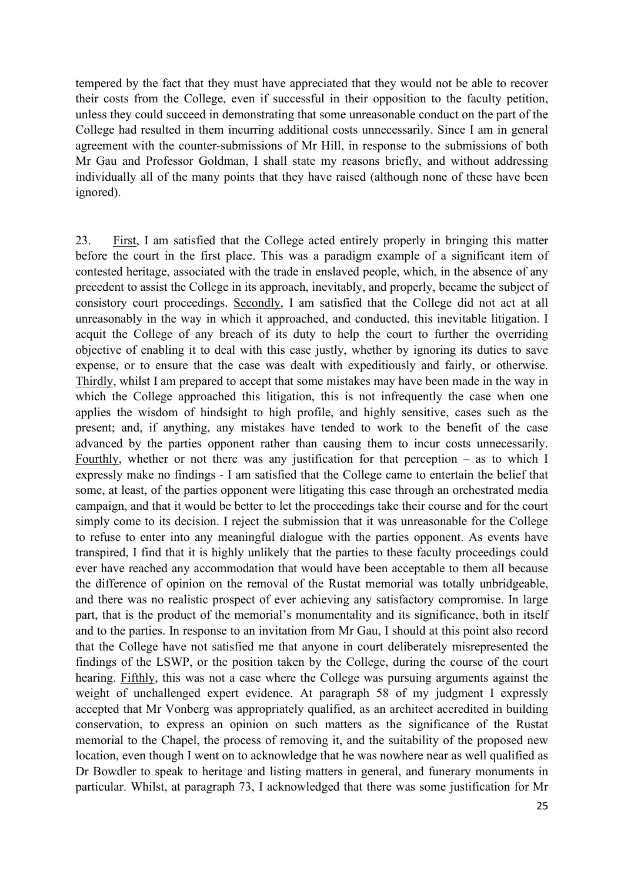tempered by the fact that they must have appreciated that they would not be able to recover their costs from the College, even if successful in their opposition to the faculty petition, unless they could succeed in demonstrating that some unreasonable conduct on the part of the College had resulted in them incurring additional costs unnecessarily. Since I am in general agreement with the counter-submissions of Mr Hill, in response to the submissions of both Mr Gau and Professor Goldman, I shall state my reasons briefly, and without addressing individually all of the many points that they have raised (although none of these have been ignored).

23. First, I am satisfied that the College acted entirely properly in bringing this matter before the court in the first place. This was a paradigm example of a significant item of contested heritage, associated with the trade in enslaved people, which, in the absence of any precedent to assist the College in its approach, inevitably, and properly, became the subject of consistory court proceedings. Secondly, I am satisfied that the College did not act at all unreasonably in the way in which it approached, and conducted, this inevitable litigation. I acquit the College of any breach of its duty to help the court to further the overriding objective of enabling it to deal with this case justly, whether by ignoring its duties to save expense, or to ensure that the case was dealt with expeditiously and fairly, or otherwise. Thirdly, whilst I am prepared to accept that some mistakes may have been made in the way in which the College approached this litigation, this is not infrequently the case when one applies the wisdom of hindsight to high profile, and highly sensitive, cases such as the present; and, if anything, any mistakes have tended to work to the benefit of the case advanced by the parties opponent rather than causing them to incur costs unnecessarily. Fourthly, whether or not there was any justification for that perception – as to which I expressly make no findings - I am satisfied that the College came to entertain the belief that some, at least, of the parties opponent were litigating this case through an orchestrated media campaign, and that it would be better to let the proceedings take their course and for the court simply come to its decision. I reject the submission that it was unreasonable for the College to refuse to enter into any meaningful dialogue with the parties opponent. As events have transpired, I find that it is highly unlikely that the parties to these faculty proceedings could ever have reached any accommodation that would have been acceptable to them all because the difference of opinion on the removal of the Rustat memorial was totally unbridgeable, and there was no realistic prospect of ever achieving any satisfactory compromise. In large part, that is the product of the memorial's monumentality and its significance, both in itself and to the parties. In response to an invitation from Mr Gau, I should at this point also record that the College have not satisfied me that anyone in court deliberately misrepresented the findings of the LSWP, or the position taken by the College, during the course of the court hearing. Fifthly, this was not a case where the College was pursuing arguments against the weight of unchallenged expert evidence. At paragraph 58 of my judgment I expressly accepted that Mr Vonberg was appropriately qualified, as an architect accredited in building conservation, to express an opinion on such matters as the significance of the Rustat memorial to the Chapel, the process of removing it, and the suitability of the proposed new location, even though I went on to acknowledge that he was nowhere near as well qualified as Dr Bowdler to speak to heritage and listing matters in general, and funerary monuments in particular. Whilst, at paragraph 73, I acknowledged that there was some justification for Mr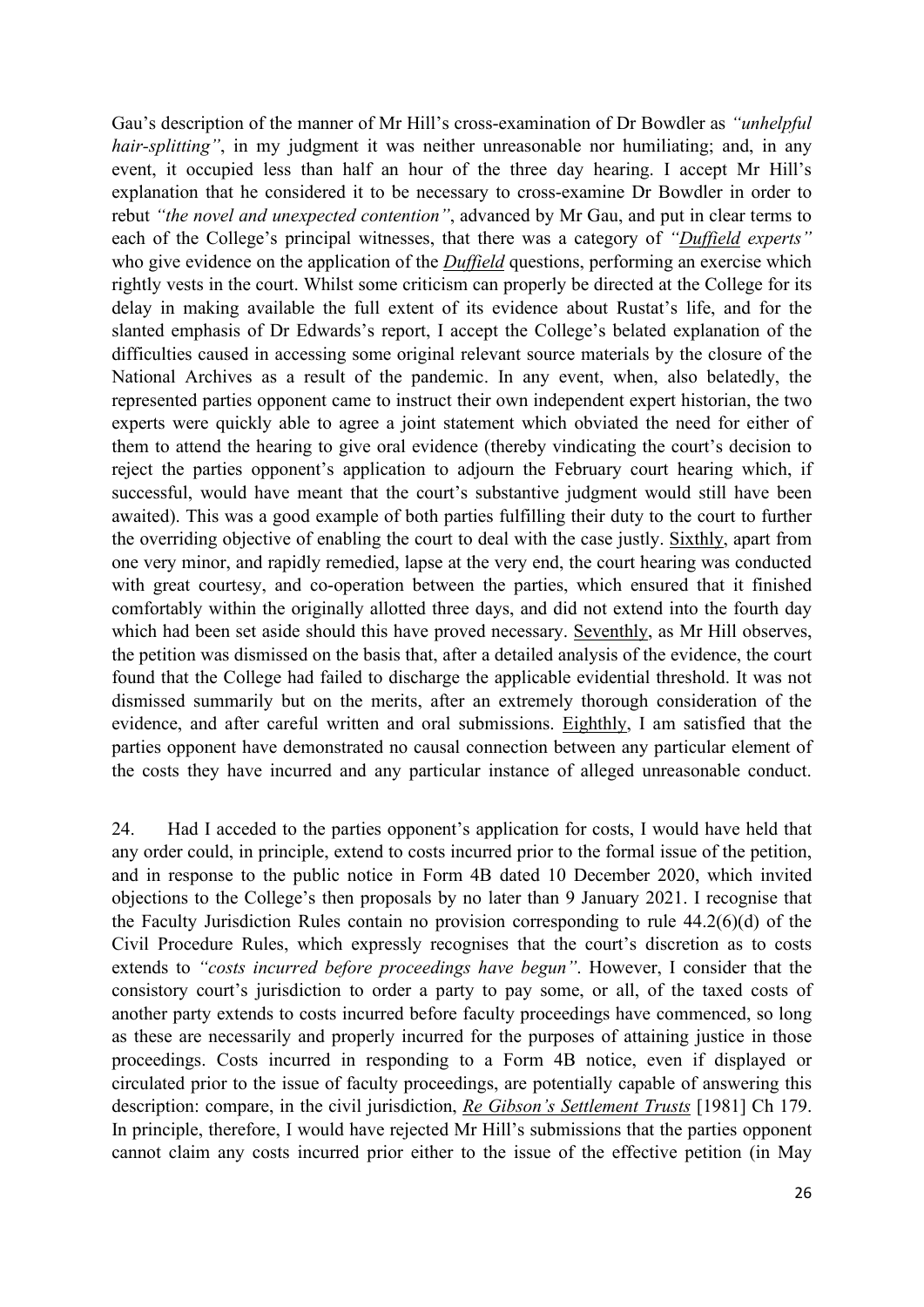Gau's description of the manner of Mr Hill's cross-examination of Dr Bowdler as *"unhelpful hair-splitting"*, in my judgment it was neither unreasonable nor humiliating; and, in any event, it occupied less than half an hour of the three day hearing. I accept Mr Hill's explanation that he considered it to be necessary to cross-examine Dr Bowdler in order to rebut *"the novel and unexpected contention"*, advanced by Mr Gau, and put in clear terms to each of the College's principal witnesses, that there was a category of *"Duffield experts"* who give evidence on the application of the ***Duffield*** questions, performing an exercise which rightly vests in the court. Whilst some criticism can properly be directed at the College for its delay in making available the full extent of its evidence about Rustat's life, and for the slanted emphasis of Dr Edwards's report, I accept the College's belated explanation of the difficulties caused in accessing some original relevant source materials by the closure of the National Archives as a result of the pandemic. In any event, when, also belatedly, the represented parties opponent came to instruct their own independent expert historian, the two experts were quickly able to agree a joint statement which obviated the need for either of them to attend the hearing to give oral evidence (thereby vindicating the court's decision to reject the parties opponent's application to adjourn the February court hearing which, if successful, would have meant that the court's substantive judgment would still have been awaited). This was a good example of both parties fulfilling their duty to the court to further the overriding objective of enabling the court to deal with the case justly. Sixthly, apart from one very minor, and rapidly remedied, lapse at the very end, the court hearing was conducted with great courtesy, and co-operation between the parties, which ensured that it finished comfortably within the originally allotted three days, and did not extend into the fourth day which had been set aside should this have proved necessary. Seventhly, as Mr Hill observes, the petition was dismissed on the basis that, after a detailed analysis of the evidence, the court found that the College had failed to discharge the applicable evidential threshold. It was not dismissed summarily but on the merits, after an extremely thorough consideration of the evidence, and after careful written and oral submissions. Eighthly, I am satisfied that the parties opponent have demonstrated no causal connection between any particular element of the costs they have incurred and any particular instance of alleged unreasonable conduct.

24. Had I acceded to the parties opponent's application for costs, I would have held that any order could, in principle, extend to costs incurred prior to the formal issue of the petition, and in response to the public notice in Form 4B dated 10 December 2020, which invited objections to the College's then proposals by no later than 9 January 2021. I recognise that the Faculty Jurisdiction Rules contain no provision corresponding to rule 44.2(6)(d) of the Civil Procedure Rules, which expressly recognises that the court's discretion as to costs extends to *"costs incurred before proceedings have begun"*. However, I consider that the consistory court's jurisdiction to order a party to pay some, or all, of the taxed costs of another party extends to costs incurred before faculty proceedings have commenced, so long as these are necessarily and properly incurred for the purposes of attaining justice in those proceedings. Costs incurred in responding to a Form 4B notice, even if displayed or circulated prior to the issue of faculty proceedings, are potentially capable of answering this description: compare, in the civil jurisdiction, ***Re Gibson's Settlement Trusts*** [1981] Ch 179. In principle, therefore, I would have rejected Mr Hill's submissions that the parties opponent cannot claim any costs incurred prior either to the issue of the effective petition (in May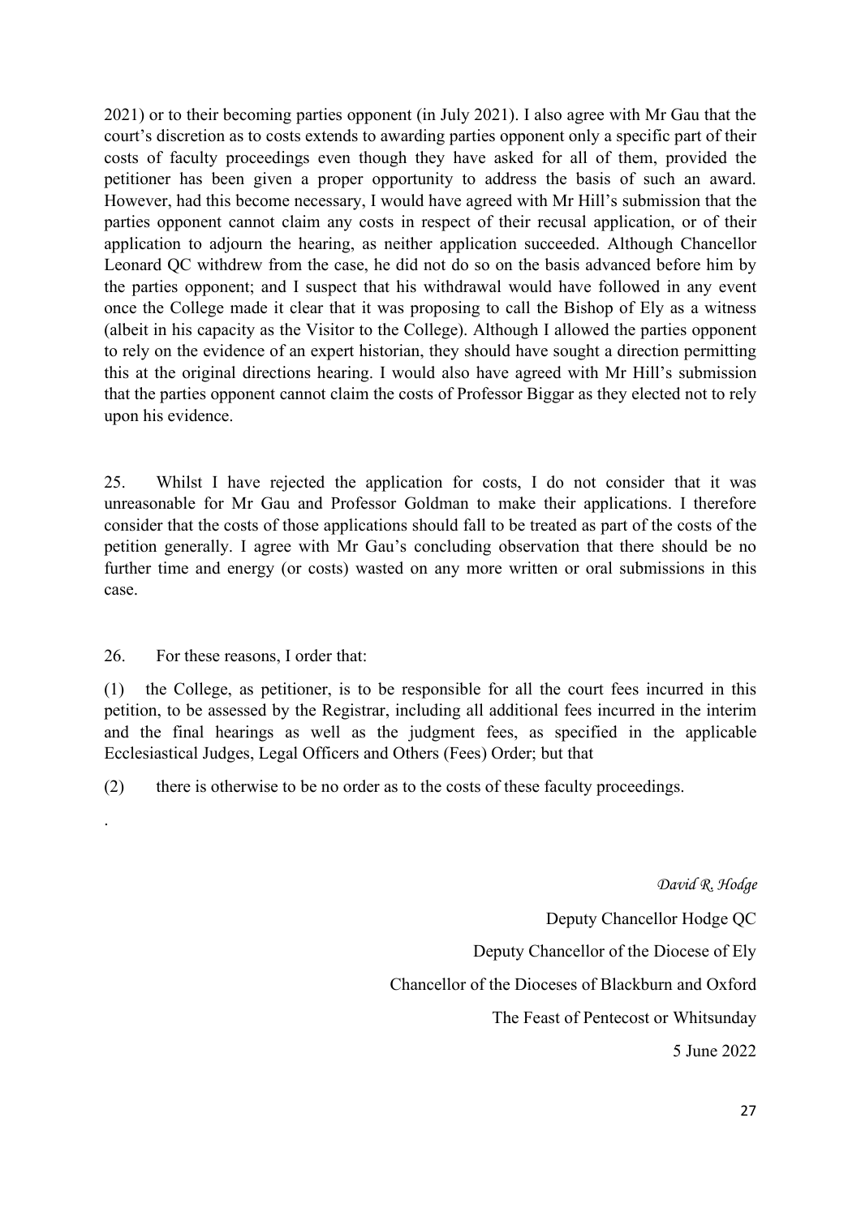2021) or to their becoming parties opponent (in July 2021). I also agree with Mr Gau that the court's discretion as to costs extends to awarding parties opponent only a specific part of their costs of faculty proceedings even though they have asked for all of them, provided the petitioner has been given a proper opportunity to address the basis of such an award. However, had this become necessary, I would have agreed with Mr Hill's submission that the parties opponent cannot claim any costs in respect of their recusal application, or of their application to adjourn the hearing, as neither application succeeded. Although Chancellor Leonard QC withdrew from the case, he did not do so on the basis advanced before him by the parties opponent; and I suspect that his withdrawal would have followed in any event once the College made it clear that it was proposing to call the Bishop of Ely as a witness (albeit in his capacity as the Visitor to the College). Although I allowed the parties opponent to rely on the evidence of an expert historian, they should have sought a direction permitting this at the original directions hearing. I would also have agreed with Mr Hill's submission that the parties opponent cannot claim the costs of Professor Biggar as they elected not to rely upon his evidence.

25. Whilst I have rejected the application for costs, I do not consider that it was unreasonable for Mr Gau and Professor Goldman to make their applications. I therefore consider that the costs of those applications should fall to be treated as part of the costs of the petition generally. I agree with Mr Gau's concluding observation that there should be no further time and energy (or costs) wasted on any more written or oral submissions in this case.

26. For these reasons, I order that:

(1) the College, as petitioner, is to be responsible for all the court fees incurred in this petition, to be assessed by the Registrar, including all additional fees incurred in the interim and the final hearings as well as the judgment fees, as specified in the applicable Ecclesiastical Judges, Legal Officers and Others (Fees) Order; but that

(2) there is otherwise to be no order as to the costs of these faculty proceedings.

.

*David R. Hodge*

Deputy Chancellor Hodge QC

Deputy Chancellor of the Diocese of Ely

Chancellor of the Dioceses of Blackburn and Oxford

The Feast of Pentecost or Whitsunday

5 June 2022